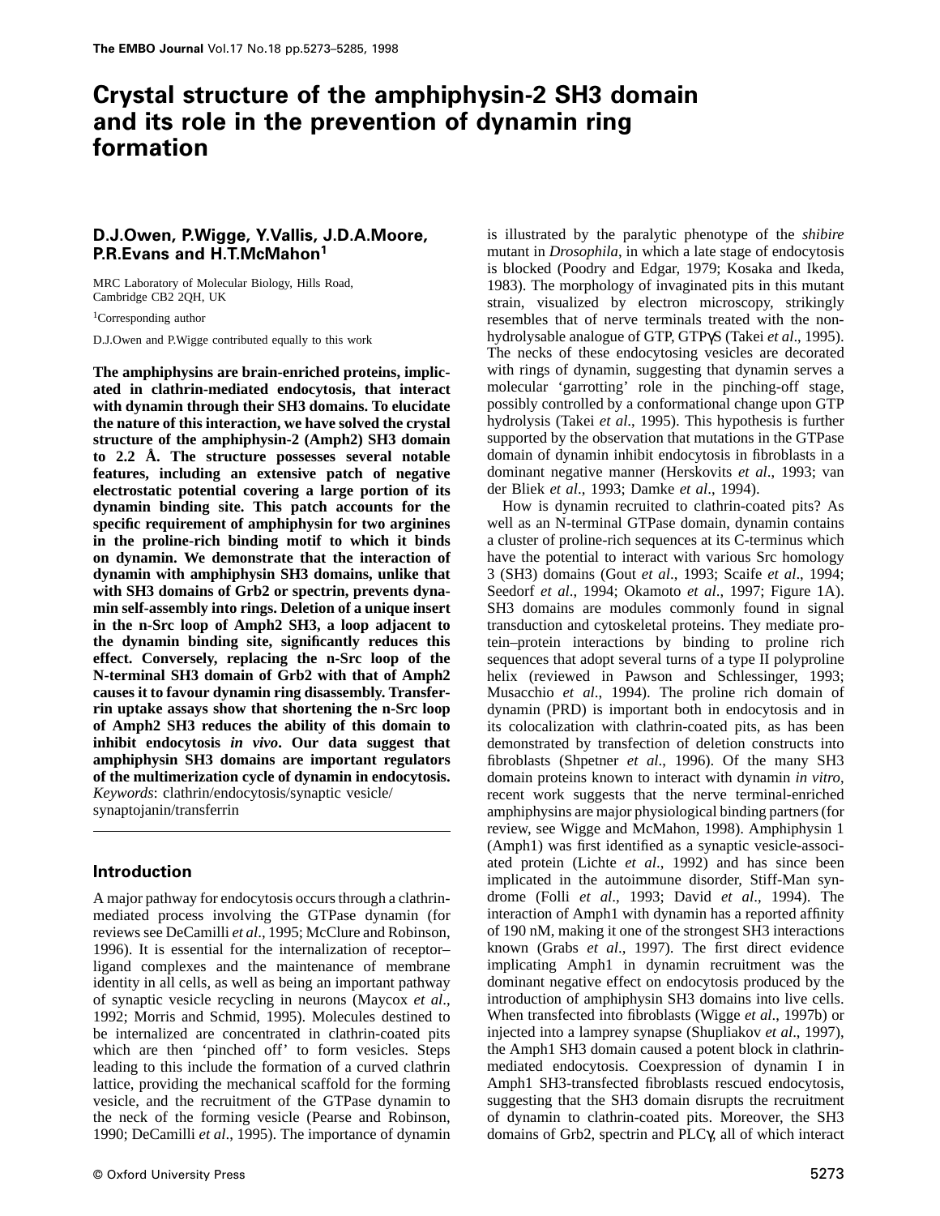# Crystal structure of the amphiphysin-2 SH3 domain and its role in the prevention of dynamin ring formation

**D.J.Owen, P.Wigge, Y.Vallis, J.D.A.Moore, P.R.Evans and H.T.McMahon[1]**

MRC Laboratory of Molecular Biology, Hills Road, Cambridge CB2 2QH, UK

[1]Corresponding author

D.J.Owen and P.Wigge contributed equally to this work

**The amphiphysins are brain-enriched proteins, implicated in clathrin-mediated endocytosis, that interact with dynamin through their SH3 domains. To elucidate the nature of this interaction, we have solved the crystal structure of the amphiphysin-2 (Amph2) SH3 domain to 2.2 Å. The structure possesses several notable features, including an extensive patch of negative electrostatic potential covering a large portion of its dynamin binding site. This patch accounts for the specific requirement of amphiphysin for two arginines in the proline-rich binding motif to which it binds on dynamin. We demonstrate that the interaction of dynamin with amphiphysin SH3 domains, unlike that with SH3 domains of Grb2 or spectrin, prevents dynamin self-assembly into rings. Deletion of a unique insert in the n-Src loop of Amph2 SH3, a loop adjacent to the dynamin binding site, significantly reduces this effect. Conversely, replacing the n-Src loop of the N-terminal SH3 domain of Grb2 with that of Amph2 causes it to favour dynamin ring disassembly. Transferrin uptake assays show that shortening the n-Src loop of Amph2 SH3 reduces the ability of this domain to inhibit endocytosis *in vivo*. Our data suggest that amphiphysin SH3 domains are important regulators of the multimerization cycle of dynamin in endocytosis.**

*Keywords*: clathrin/endocytosis/synaptic vesicle/synaptojanin/transferrin

## Introduction

A major pathway for endocytosis occurs through a clathrin-mediated process involving the GTPase dynamin (for reviews see DeCamilli *et al*., 1995; McClure and Robinson, 1996). It is essential for the internalization of receptor–ligand complexes and the maintenance of membrane identity in all cells, as well as being an important pathway of synaptic vesicle recycling in neurons (Maycox *et al*., 1992; Morris and Schmid, 1995). Molecules destined to be internalized are concentrated in clathrin-coated pits which are then 'pinched off' to form vesicles. Steps leading to this include the formation of a curved clathrin lattice, providing the mechanical scaffold for the forming vesicle, and the recruitment of the GTPase dynamin to the neck of the forming vesicle (Pearse and Robinson, 1990; DeCamilli *et al*., 1995). The importance of dynamin is illustrated by the paralytic phenotype of the *shibire* mutant in *Drosophila*, in which a late stage of endocytosis is blocked (Poodry and Edgar, 1979; Kosaka and Ikeda, 1983). The morphology of invaginated pits in this mutant strain, visualized by electron microscopy, strikingly resembles that of nerve terminals treated with the non-hydrolysable analogue of GTP, GTPγS (Takei *et al*., 1995). The necks of these endocytosing vesicles are decorated with rings of dynamin, suggesting that dynamin serves a molecular 'garrotting' role in the pinching-off stage, possibly controlled by a conformational change upon GTP hydrolysis (Takei *et al*., 1995). This hypothesis is further supported by the observation that mutations in the GTPase domain of dynamin inhibit endocytosis in fibroblasts in a dominant negative manner (Herskovits *et al*., 1993; van der Bliek *et al*., 1993; Damke *et al*., 1994).

How is dynamin recruited to clathrin-coated pits? As well as an N-terminal GTPase domain, dynamin contains a cluster of proline-rich sequences at its C-terminus which have the potential to interact with various Src homology 3 (SH3) domains (Gout *et al*., 1993; Scaife *et al*., 1994; Seedorf *et al*., 1994; Okamoto *et al*., 1997; Figure 1A). SH3 domains are modules commonly found in signal transduction and cytoskeletal proteins. They mediate protein–protein interactions by binding to proline rich sequences that adopt several turns of a type II polyproline helix (reviewed in Pawson and Schlessinger, 1993; Musacchio *et al*., 1994). The proline rich domain of dynamin (PRD) is important both in endocytosis and in its colocalization with clathrin-coated pits, as has been demonstrated by transfection of deletion constructs into fibroblasts (Shpetner *et al*., 1996). Of the many SH3 domain proteins known to interact with dynamin *in vitro*, recent work suggests that the nerve terminal-enriched amphiphysins are major physiological binding partners (for review, see Wigge and McMahon, 1998). Amphiphysin 1 (Amph1) was first identified as a synaptic vesicle-associated protein (Lichte *et al*., 1992) and has since been implicated in the autoimmune disorder, Stiff-Man syndrome (Folli *et al*., 1993; David *et al*., 1994). The interaction of Amph1 with dynamin has a reported affinity of 190 nM, making it one of the strongest SH3 interactions known (Grabs *et al*., 1997). The first direct evidence implicating Amph1 in dynamin recruitment was the dominant negative effect on endocytosis produced by the introduction of amphiphysin SH3 domains into live cells. When transfected into fibroblasts (Wigge *et al*., 1997b) or injected into a lamprey synapse (Shupliakov *et al*., 1997), the Amph1 SH3 domain caused a potent block in clathrin-mediated endocytosis. Coexpression of dynamin I in Amph1 SH3-transfected fibroblasts rescued endocytosis, suggesting that the SH3 domain disrupts the recruitment of dynamin to clathrin-coated pits. Moreover, the SH3 domains of Grb2, spectrin and PLCγ, all of which interact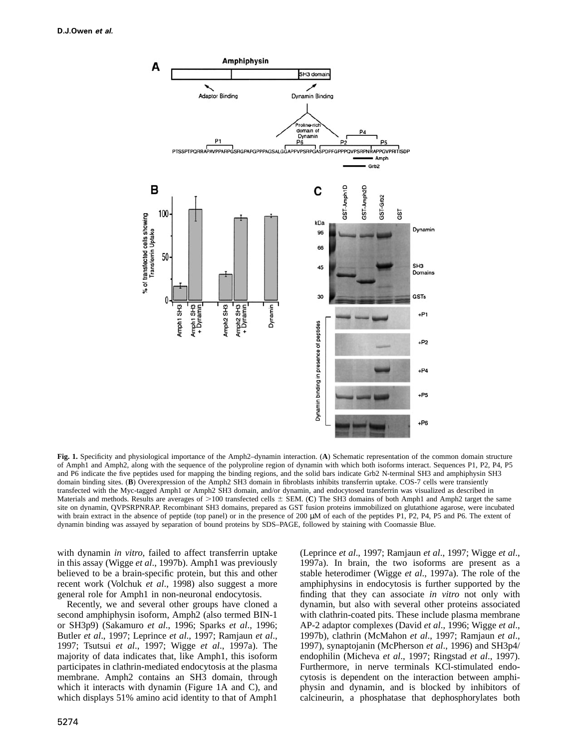**A**

Amphiphysin

SH3 domain

Adaptor Binding

Dynamin Binding

Proline-rich domain of Dynamin

P1

P6

P2

P4

P5

PTSSPTPQRRAPAVPPARPGSRGPAPGPPPAGSALGGAPPVPSRPGASPDPFGPPPQVPSRPNRAPPGVPRITISDP

Amph

Grb2

**B**

% of transfected cells showing Transferrin Uptake

100

50

0

Amph1 SH3

Amph1 SH3 + Dynamin

Amph2 SH3

Amph2 SH3 + Dynamin

Dynamin

**C**

GST-Amph1D

GST-Amph2D

GST-Grb2

GST

kDa

96

66

45

30

Dynamin

SH3 Domains

GSTs

Dynamin binding in presence of peptides

+P1

+P2

+P4

+P5

+P6

**Fig. 1.** Specificity and physiological importance of the Amph2–dynamin interaction. (**A**) Schematic representation of the common domain structure of Amph1 and Amph2, along with the sequence of the polyproline region of dynamin with which both isoforms interact. Sequences P1, P2, P4, P5 and P6 indicate the five peptides used for mapping the binding regions, and the solid bars indicate Grb2 N-terminal SH3 and amphiphysin SH3 domain binding sites. (**B**) Overexpression of the Amph2 SH3 domain in fibroblasts inhibits transferrin uptake. COS-7 cells were transiently transfected with the Myc-tagged Amph1 or Amph2 SH3 domain, and/or dynamin, and endocytosed transferrin was visualized as described in Materials and methods. Results are averages of >100 transfected cells ± SEM. (**C**) The SH3 domains of both Amph1 and Amph2 target the same site on dynamin, QVPSRPNRAP. Recombinant SH3 domains, prepared as GST fusion proteins immobilized on glutathione agarose, were incubated with brain extract in the absence of peptide (top panel) or in the presence of 200 μM of each of the peptides P1, P2, P4, P5 and P6. The extent of dynamin binding was assayed by separation of bound proteins by SDS–PAGE, followed by staining with Coomassie Blue.

with dynamin *in vitro*, failed to affect transferrin uptake in this assay (Wigge *et al*., 1997b). Amph1 was previously believed to be a brain-specific protein, but this and other recent work (Volchuk *et al*., 1998) also suggest a more general role for Amph1 in non-neuronal endocytosis.

Recently, we and several other groups have cloned a second amphiphysin isoform, Amph2 (also termed BIN-1 or SH3p9) (Sakamuro *et al*., 1996; Sparks *et al*., 1996; Butler *et al*., 1997; Leprince *et al*., 1997; Ramjaun *et al*., 1997; Tsutsui *et al*., 1997; Wigge *et al*., 1997a). The majority of data indicates that, like Amph1, this isoform participates in clathrin-mediated endocytosis at the plasma membrane. Amph2 contains an SH3 domain, through which it interacts with dynamin (Figure 1A and C), and which displays 51% amino acid identity to that of Amph1 (Leprince *et al*., 1997; Ramjaun *et al*., 1997; Wigge *et al*., 1997a). In brain, the two isoforms are present as a stable heterodimer (Wigge *et al*., 1997a). The role of the amphiphysins in endocytosis is further supported by the finding that they can associate *in vitro* not only with dynamin, but also with several other proteins associated with clathrin-coated pits. These include plasma membrane AP-2 adaptor complexes (David *et al*., 1996; Wigge *et al*., 1997b), clathrin (McMahon *et al*., 1997; Ramjaun *et al*., 1997), synaptojanin (McPherson *et al*., 1996) and SH3p4/endophilin (Micheva *et al*., 1997; Ringstad *et al*., 1997). Furthermore, in nerve terminals KCl-stimulated endocytosis is dependent on the interaction between amphiphysin and dynamin, and is blocked by inhibitors of calcineurin, a phosphatase that dephosphorylates both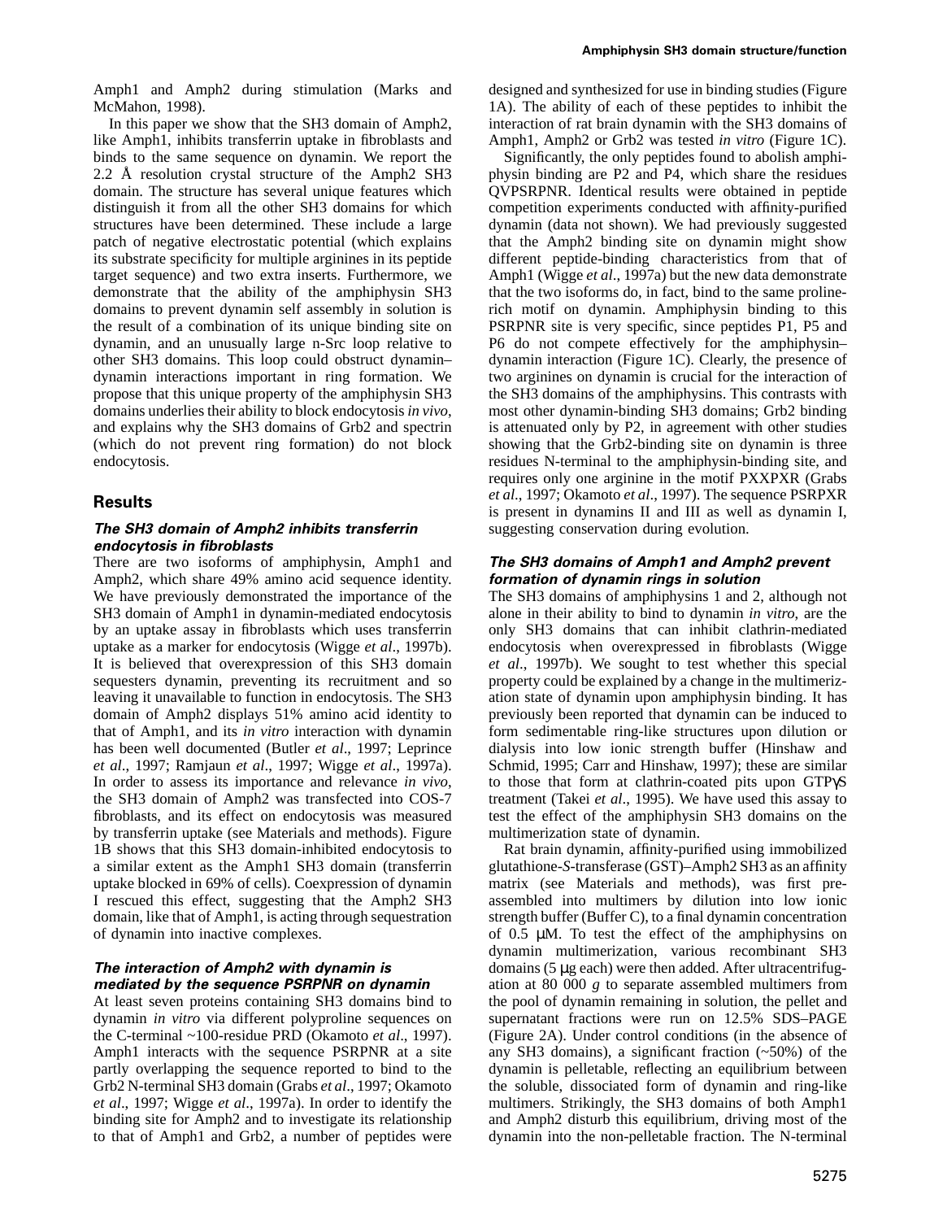Amph1 and Amph2 during stimulation (Marks and McMahon, 1998).

In this paper we show that the SH3 domain of Amph2, like Amph1, inhibits transferrin uptake in fibroblasts and binds to the same sequence on dynamin. We report the 2.2 Å resolution crystal structure of the Amph2 SH3 domain. The structure has several unique features which distinguish it from all the other SH3 domains for which structures have been determined. These include a large patch of negative electrostatic potential (which explains its substrate specificity for multiple arginines in its peptide target sequence) and two extra inserts. Furthermore, we demonstrate that the ability of the amphiphysin SH3 domains to prevent dynamin self assembly in solution is the result of a combination of its unique binding site on dynamin, and an unusually large n-Src loop relative to other SH3 domains. This loop could obstruct dynamin–dynamin interactions important in ring formation. We propose that this unique property of the amphiphysin SH3 domains underlies their ability to block endocytosis *in vivo*, and explains why the SH3 domains of Grb2 and spectrin (which do not prevent ring formation) do not block endocytosis.

## Results

### *The SH3 domain of Amph2 inhibits transferrin endocytosis in fibroblasts*

There are two isoforms of amphiphysin, Amph1 and Amph2, which share 49% amino acid sequence identity. We have previously demonstrated the importance of the SH3 domain of Amph1 in dynamin-mediated endocytosis by an uptake assay in fibroblasts which uses transferrin uptake as a marker for endocytosis (Wigge *et al*., 1997b). It is believed that overexpression of this SH3 domain sequesters dynamin, preventing its recruitment and so leaving it unavailable to function in endocytosis. The SH3 domain of Amph2 displays 51% amino acid identity to that of Amph1, and its *in vitro* interaction with dynamin has been well documented (Butler *et al*., 1997; Leprince *et al*., 1997; Ramjaun *et al*., 1997; Wigge *et al*., 1997a). In order to assess its importance and relevance *in vivo*, the SH3 domain of Amph2 was transfected into COS-7 fibroblasts, and its effect on endocytosis was measured by transferrin uptake (see Materials and methods). Figure 1B shows that this SH3 domain-inhibited endocytosis to a similar extent as the Amph1 SH3 domain (transferrin uptake blocked in 69% of cells). Coexpression of dynamin I rescued this effect, suggesting that the Amph2 SH3 domain, like that of Amph1, is acting through sequestration of dynamin into inactive complexes.

### *The interaction of Amph2 with dynamin is mediated by the sequence PSRPNR on dynamin*

At least seven proteins containing SH3 domains bind to dynamin *in vitro* via different polyproline sequences on the C-terminal ~100-residue PRD (Okamoto *et al*., 1997). Amph1 interacts with the sequence PSRPNR at a site partly overlapping the sequence reported to bind to the Grb2 N-terminal SH3 domain (Grabs *et al*., 1997; Okamoto *et al*., 1997; Wigge *et al*., 1997a). In order to identify the binding site for Amph2 and to investigate its relationship to that of Amph1 and Grb2, a number of peptides were designed and synthesized for use in binding studies (Figure 1A). The ability of each of these peptides to inhibit the interaction of rat brain dynamin with the SH3 domains of Amph1, Amph2 or Grb2 was tested *in vitro* (Figure 1C).

Significantly, the only peptides found to abolish amphiphysin binding are P2 and P4, which share the residues QVPSRPNR. Identical results were obtained in peptide competition experiments conducted with affinity-purified dynamin (data not shown). We had previously suggested that the Amph2 binding site on dynamin might show different peptide-binding characteristics from that of Amph1 (Wigge *et al*., 1997a) but the new data demonstrate that the two isoforms do, in fact, bind to the same proline-rich motif on dynamin. Amphiphysin binding to this PSRPNR site is very specific, since peptides P1, P5 and P6 do not compete effectively for the amphiphysin–dynamin interaction (Figure 1C). Clearly, the presence of two arginines on dynamin is crucial for the interaction of the SH3 domains of the amphiphysins. This contrasts with most other dynamin-binding SH3 domains; Grb2 binding is attenuated only by P2, in agreement with other studies showing that the Grb2-binding site on dynamin is three residues N-terminal to the amphiphysin-binding site, and requires only one arginine in the motif PXXPXR (Grabs *et al*., 1997; Okamoto *et al*., 1997). The sequence PSRPXR is present in dynamins II and III as well as dynamin I, suggesting conservation during evolution.

### *The SH3 domains of Amph1 and Amph2 prevent formation of dynamin rings in solution*

The SH3 domains of amphiphysins 1 and 2, although not alone in their ability to bind to dynamin *in vitro*, are the only SH3 domains that can inhibit clathrin-mediated endocytosis when overexpressed in fibroblasts (Wigge *et al*., 1997b). We sought to test whether this special property could be explained by a change in the multimerization state of dynamin upon amphiphysin binding. It has previously been reported that dynamin can be induced to form sedimentable ring-like structures upon dilution or dialysis into low ionic strength buffer (Hinshaw and Schmid, 1995; Carr and Hinshaw, 1997); these are similar to those that form at clathrin-coated pits upon GTPγS treatment (Takei *et al*., 1995). We have used this assay to test the effect of the amphiphysin SH3 domains on the multimerization state of dynamin.

Rat brain dynamin, affinity-purified using immobilized glutathione-*S*-transferase (GST)–Amph2 SH3 as an affinity matrix (see Materials and methods), was first pre-assembled into multimers by dilution into low ionic strength buffer (Buffer C), to a final dynamin concentration of 0.5 μM. To test the effect of the amphiphysins on dynamin multimerization, various recombinant SH3 domains (5 μg each) were then added. After ultracentrifugation at 80 000 *g* to separate assembled multimers from the pool of dynamin remaining in solution, the pellet and supernatant fractions were run on 12.5% SDS–PAGE (Figure 2A). Under control conditions (in the absence of any SH3 domains), a significant fraction (~50%) of the dynamin is pelletable, reflecting an equilibrium between the soluble, dissociated form of dynamin and ring-like multimers. Strikingly, the SH3 domains of both Amph1 and Amph2 disturb this equilibrium, driving most of the dynamin into the non-pelletable fraction. The N-terminal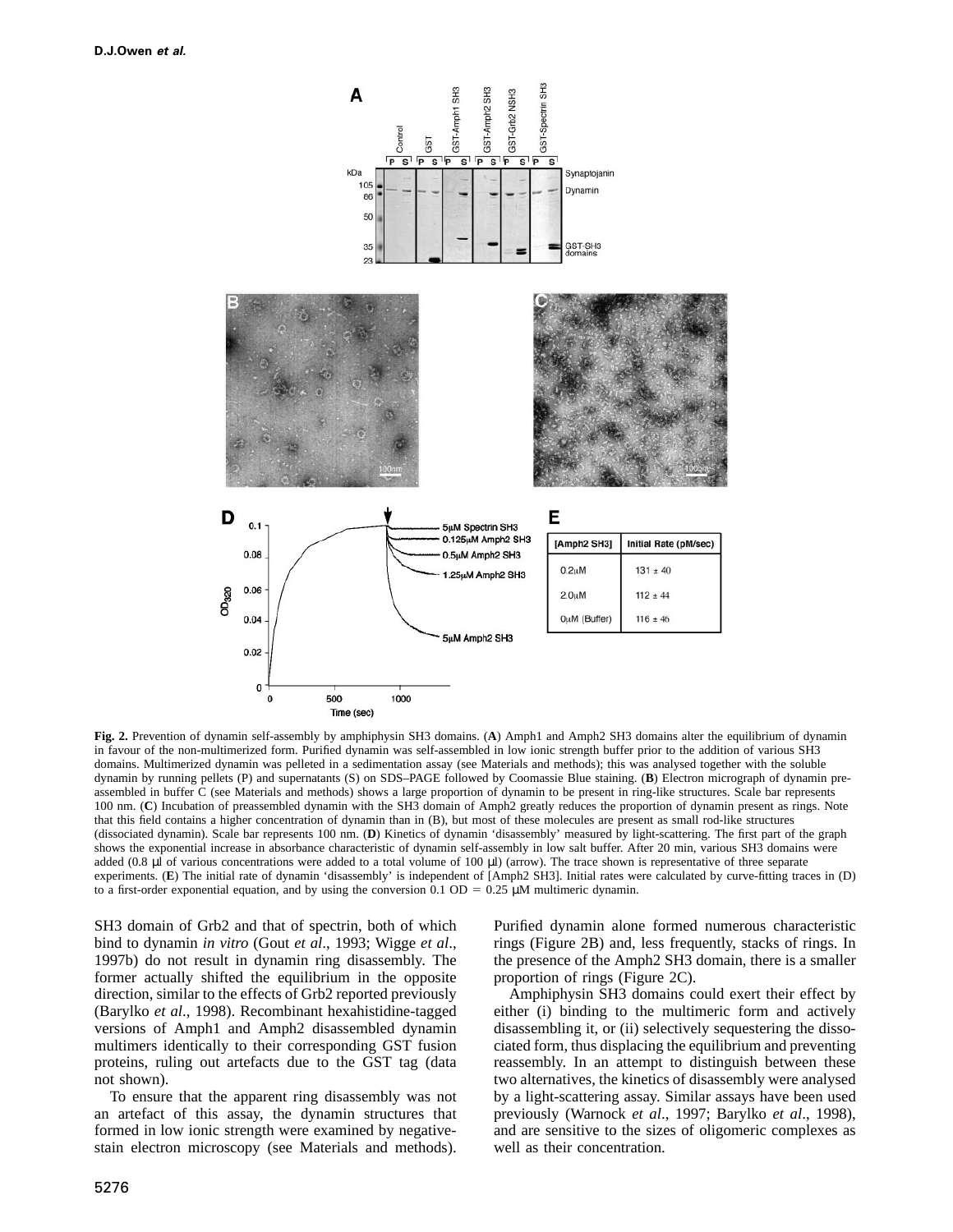| [Amph2 SH3] | Initial Rate (pM/sec) |
|---|---|
| 0.2μM | 131 ± 40 |
| 2.0μM | 112 ± 44 |
| 0μM (Buffer) | 116 ± 46 |

**Fig. 2.** Prevention of dynamin self-assembly by amphiphysin SH3 domains. (**A**) Amph1 and Amph2 SH3 domains alter the equilibrium of dynamin in favour of the non-multimerized form. Purified dynamin was self-assembled in low ionic strength buffer prior to the addition of various SH3 domains. Multimerized dynamin was pelleted in a sedimentation assay (see Materials and methods); this was analysed together with the soluble dynamin by running pellets (P) and supernatants (S) on SDS–PAGE followed by Coomassie Blue staining. (**B**) Electron micrograph of dynamin pre-assembled in buffer C (see Materials and methods) shows a large proportion of dynamin to be present in ring-like structures. Scale bar represents 100 nm. (**C**) Incubation of preassembled dynamin with the SH3 domain of Amph2 greatly reduces the proportion of dynamin present as rings. Note that this field contains a higher concentration of dynamin than in (B), but most of these molecules are present as small rod-like structures (dissociated dynamin). Scale bar represents 100 nm. (**D**) Kinetics of dynamin 'disassembly' measured by light-scattering. The first part of the graph shows the exponential increase in absorbance characteristic of dynamin self-assembly in low salt buffer. After 20 min, various SH3 domains were added (0.8 μl of various concentrations were added to a total volume of 100 μl) (arrow). The trace shown is representative of three separate experiments. (**E**) The initial rate of dynamin 'disassembly' is independent of [Amph2 SH3]. Initial rates were calculated by curve-fitting traces in (D) to a first-order exponential equation, and by using the conversion 0.1 OD = 0.25 μM multimeric dynamin.

SH3 domain of Grb2 and that of spectrin, both of which bind to dynamin *in vitro* (Gout *et al*., 1993; Wigge *et al*., 1997b) do not result in dynamin ring disassembly. The former actually shifted the equilibrium in the opposite direction, similar to the effects of Grb2 reported previously (Barylko *et al*., 1998). Recombinant hexahistidine-tagged versions of Amph1 and Amph2 disassembled dynamin multimers identically to their corresponding GST fusion proteins, ruling out artefacts due to the GST tag (data not shown).

To ensure that the apparent ring disassembly was not an artefact of this assay, the dynamin structures that formed in low ionic strength were examined by negative-stain electron microscopy (see Materials and methods). Purified dynamin alone formed numerous characteristic rings (Figure 2B) and, less frequently, stacks of rings. In the presence of the Amph2 SH3 domain, there is a smaller proportion of rings (Figure 2C).

Amphiphysin SH3 domains could exert their effect by either (i) binding to the multimeric form and actively disassembling it, or (ii) selectively sequestering the dissociated form, thus displacing the equilibrium and preventing reassembly. In an attempt to distinguish between these two alternatives, the kinetics of disassembly were analysed by a light-scattering assay. Similar assays have been used previously (Warnock *et al*., 1997; Barylko *et al*., 1998), and are sensitive to the sizes of oligomeric complexes as well as their concentration.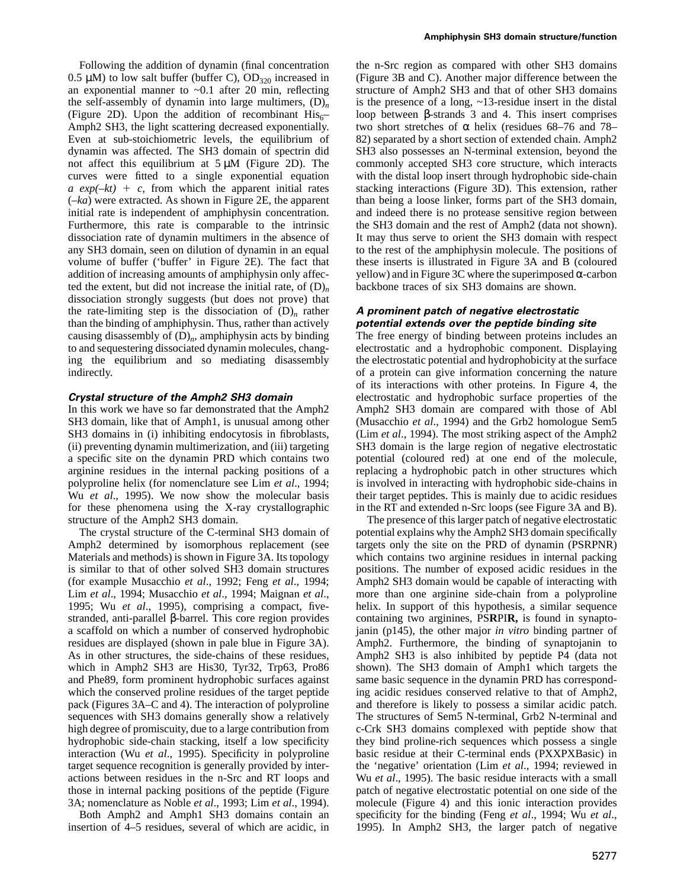Following the addition of dynamin (final concentration 0.5 μM) to low salt buffer (buffer C), $OD_{320}$ increased in an exponential manner to ~0.1 after 20 min, reflecting the self-assembly of dynamin into large multimers, $(D)_n$ (Figure 2D). Upon the addition of recombinant $His_6$–Amph2 SH3, the light scattering decreased exponentially. Even at sub-stoichiometric levels, the equilibrium of dynamin was affected. The SH3 domain of spectrin did not affect this equilibrium at 5 μM (Figure 2D). The curves were fitted to a single exponential equation $a\ exp(-kt) + c$, from which the apparent initial rates ($-ka$) were extracted. As shown in Figure 2E, the apparent initial rate is independent of amphiphysin concentration. Furthermore, this rate is comparable to the intrinsic dissociation rate of dynamin multimers in the absence of any SH3 domain, seen on dilution of dynamin in an equal volume of buffer ('buffer' in Figure 2E). The fact that addition of increasing amounts of amphiphysin only affected the extent, but did not increase the initial rate, of $(D)_n$ dissociation strongly suggests (but does not prove) that the rate-limiting step is the dissociation of $(D)_n$ rather than the binding of amphiphysin. Thus, rather than actively causing disassembly of $(D)_n$, amphiphysin acts by binding to and sequestering dissociated dynamin molecules, changing the equilibrium and so mediating disassembly indirectly.

### *Crystal structure of the Amph2 SH3 domain*

In this work we have so far demonstrated that the Amph2 SH3 domain, like that of Amph1, is unusual among other SH3 domains in (i) inhibiting endocytosis in fibroblasts, (ii) preventing dynamin multimerization, and (iii) targeting a specific site on the dynamin PRD which contains two arginine residues in the internal packing positions of a polyproline helix (for nomenclature see Lim *et al*., 1994; Wu *et al*., 1995). We now show the molecular basis for these phenomena using the X-ray crystallographic structure of the Amph2 SH3 domain.

The crystal structure of the C-terminal SH3 domain of Amph2 determined by isomorphous replacement (see Materials and methods) is shown in Figure 3A. Its topology is similar to that of other solved SH3 domain structures (for example Musacchio *et al*., 1992; Feng *et al*., 1994; Lim *et al*., 1994; Musacchio *et al*., 1994; Maignan *et al*., 1995; Wu *et al*., 1995), comprising a compact, five-stranded, anti-parallel β-barrel. This core region provides a scaffold on which a number of conserved hydrophobic residues are displayed (shown in pale blue in Figure 3A). As in other structures, the side-chains of these residues, which in Amph2 SH3 are His30, Tyr32, Trp63, Pro86 and Phe89, form prominent hydrophobic surfaces against which the conserved proline residues of the target peptide pack (Figures 3A–C and 4). The interaction of polyproline sequences with SH3 domains generally show a relatively high degree of promiscuity, due to a large contribution from hydrophobic side-chain stacking, itself a low specificity interaction (Wu *et al*., 1995). Specificity in polyproline target sequence recognition is generally provided by interactions between residues in the n-Src and RT loops and those in internal packing positions of the peptide (Figure 3A; nomenclature as Noble *et al*., 1993; Lim *et al*., 1994).

Both Amph2 and Amph1 SH3 domains contain an insertion of 4–5 residues, several of which are acidic, in the n-Src region as compared with other SH3 domains (Figure 3B and C). Another major difference between the structure of Amph2 SH3 and that of other SH3 domains is the presence of a long, ~13-residue insert in the distal loop between β-strands 3 and 4. This insert comprises two short stretches of α helix (residues 68–76 and 78–82) separated by a short section of extended chain. Amph2 SH3 also possesses an N-terminal extension, beyond the commonly accepted SH3 core structure, which interacts with the distal loop insert through hydrophobic side-chain stacking interactions (Figure 3D). This extension, rather than being a loose linker, forms part of the SH3 domain, and indeed there is no protease sensitive region between the SH3 domain and the rest of Amph2 (data not shown). It may thus serve to orient the SH3 domain with respect to the rest of the amphiphysin molecule. The positions of these inserts is illustrated in Figure 3A and B (coloured yellow) and in Figure 3C where the superimposed α-carbon backbone traces of six SH3 domains are shown.

### *A prominent patch of negative electrostatic potential extends over the peptide binding site*

The free energy of binding between proteins includes an electrostatic and a hydrophobic component. Displaying the electrostatic potential and hydrophobicity at the surface of a protein can give information concerning the nature of its interactions with other proteins. In Figure 4, the electrostatic and hydrophobic surface properties of the Amph2 SH3 domain are compared with those of Abl (Musacchio *et al*., 1994) and the Grb2 homologue Sem5 (Lim *et al*., 1994). The most striking aspect of the Amph2 SH3 domain is the large region of negative electrostatic potential (coloured red) at one end of the molecule, replacing a hydrophobic patch in other structures which is involved in interacting with hydrophobic side-chains in their target peptides. This is mainly due to acidic residues in the RT and extended n-Src loops (see Figure 3A and B).

The presence of this larger patch of negative electrostatic potential explains why the Amph2 SH3 domain specifically targets only the site on the PRD of dynamin (PSRPNR) which contains two arginine residues in internal packing positions. The number of exposed acidic residues in the Amph2 SH3 domain would be capable of interacting with more than one arginine side-chain from a polyproline helix. In support of this hypothesis, a similar sequence containing two arginines, PS**R**PI**R,** is found in synaptojanin (p145), the other major *in vitro* binding partner of Amph2. Furthermore, the binding of synaptojanin to Amph2 SH3 is also inhibited by peptide P4 (data not shown). The SH3 domain of Amph1 which targets the same basic sequence in the dynamin PRD has corresponding acidic residues conserved relative to that of Amph2, and therefore is likely to possess a similar acidic patch. The structures of Sem5 N-terminal, Grb2 N-terminal and c-Crk SH3 domains complexed with peptide show that they bind proline-rich sequences which possess a single basic residue at their C-terminal ends (PXXPXBasic) in the 'negative' orientation (Lim *et al*., 1994; reviewed in Wu *et al*., 1995). The basic residue interacts with a small patch of negative electrostatic potential on one side of the molecule (Figure 4) and this ionic interaction provides specificity for the binding (Feng *et al*., 1994; Wu *et al*., 1995). In Amph2 SH3, the larger patch of negative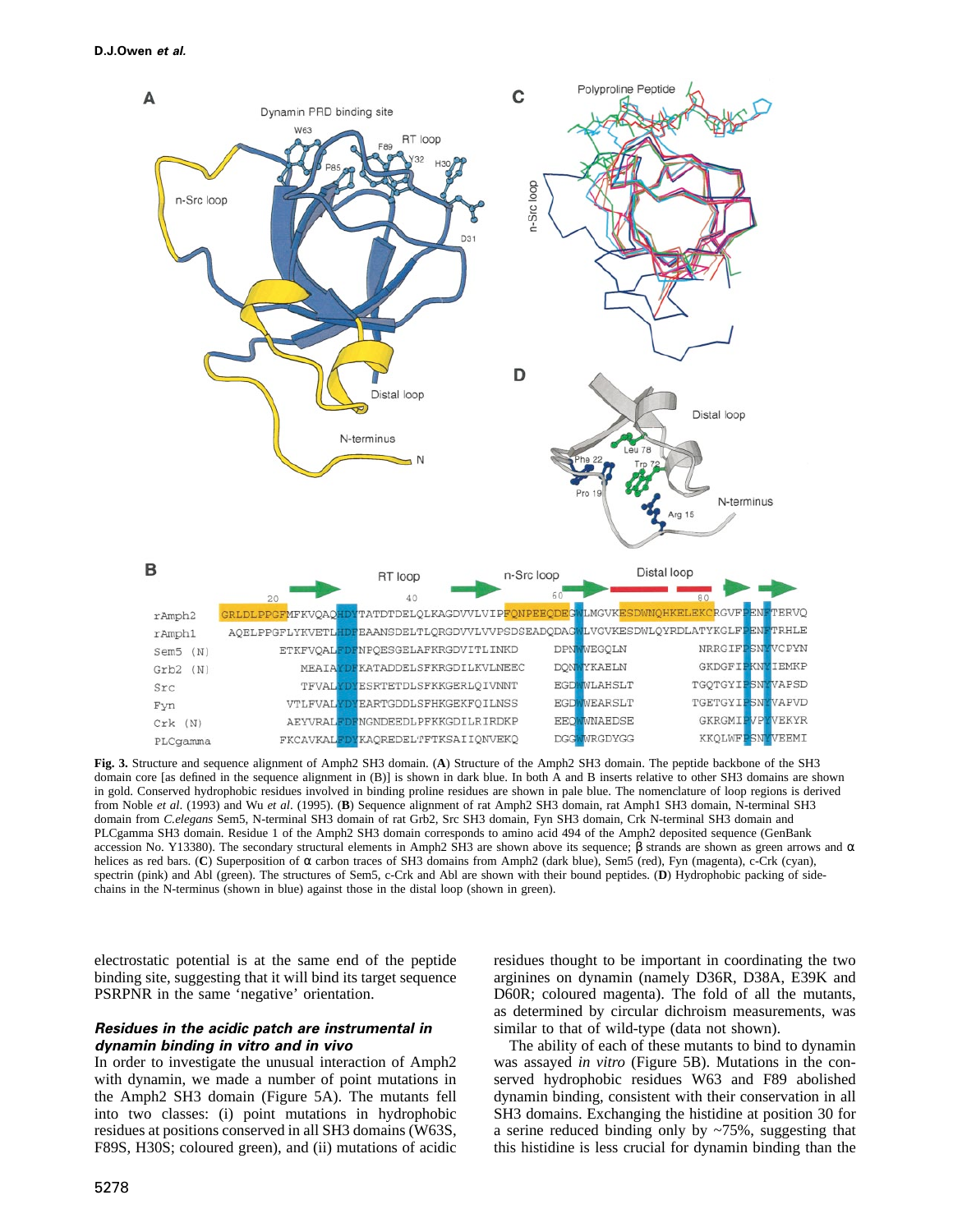Fig. 3. Structure and sequence alignment of Amph2 SH3 domain. (**A**) Structure of the Amph2 SH3 domain. The peptide backbone of the SH3 domain core [as defined in the sequence alignment in (B)] is shown in dark blue. In both A and B inserts relative to other SH3 domains are shown in gold. Conserved hydrophobic residues involved in binding proline residues are shown in pale blue. The nomenclature of loop regions is derived from Noble *et al*. (1993) and Wu *et al*. (1995). (**B**) Sequence alignment of rat Amph2 SH3 domain, rat Amph1 SH3 domain, N-terminal SH3 domain from *C.elegans* Sem5, N-terminal SH3 domain of rat Grb2, Src SH3 domain, Fyn SH3 domain, Crk N-terminal SH3 domain and PLCgamma SH3 domain. Residue 1 of the Amph2 SH3 domain corresponds to amino acid 494 of the Amph2 deposited sequence (GenBank accession No. Y13380). The secondary structural elements in Amph2 SH3 are shown above its sequence; β strands are shown as green arrows and α helices as red bars. (**C**) Superposition of α carbon traces of SH3 domains from Amph2 (dark blue), Sem5 (red), Fyn (magenta), c-Crk (cyan), spectrin (pink) and Abl (green). The structures of Sem5, c-Crk and Abl are shown with their bound peptides. (**D**) Hydrophobic packing of side-chains in the N-terminus (shown in blue) against those in the distal loop (shown in green).

electrostatic potential is at the same end of the peptide binding site, suggesting that it will bind its target sequence PSRPNR in the same 'negative' orientation.

### *Residues in the acidic patch are instrumental in dynamin binding in vitro and in vivo*

In order to investigate the unusual interaction of Amph2 with dynamin, we made a number of point mutations in the Amph2 SH3 domain (Figure 5A). The mutants fell into two classes: (i) point mutations in hydrophobic residues at positions conserved in all SH3 domains (W63S, F89S, H30S; coloured green), and (ii) mutations of acidic residues thought to be important in coordinating the two arginines on dynamin (namely D36R, D38A, E39K and D60R; coloured magenta). The fold of all the mutants, as determined by circular dichroism measurements, was similar to that of wild-type (data not shown).

The ability of each of these mutants to bind to dynamin was assayed *in vitro* (Figure 5B). Mutations in the conserved hydrophobic residues W63 and F89 abolished dynamin binding, consistent with their conservation in all SH3 domains. Exchanging the histidine at position 30 for a serine reduced binding only by ~75%, suggesting that this histidine is less crucial for dynamin binding than the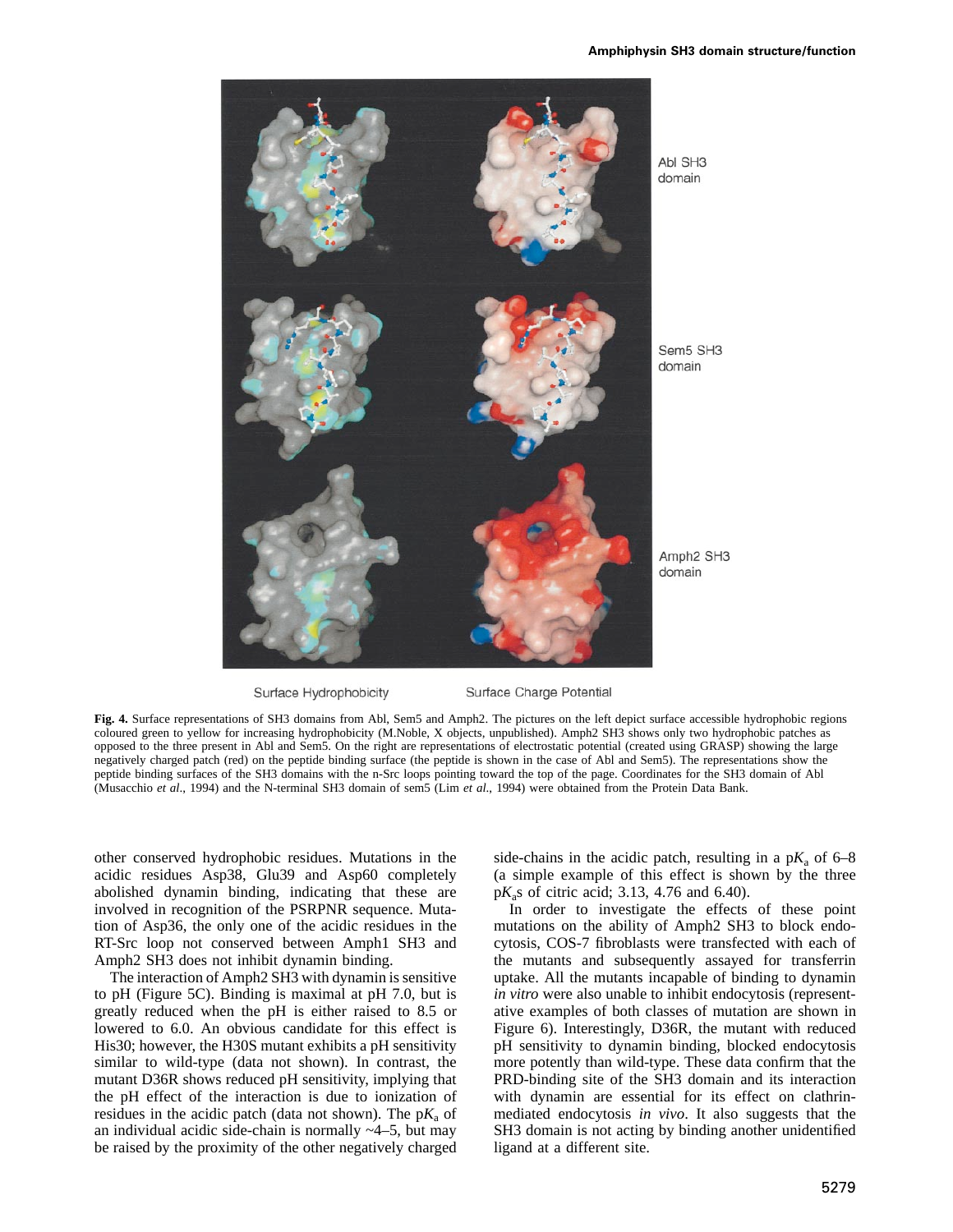Abl SH3 domain

Sem5 SH3 domain

Amph2 SH3 domain

Surface Hydrophobicity

Surface Charge Potential

**Fig. 4.** Surface representations of SH3 domains from Abl, Sem5 and Amph2. The pictures on the left depict surface accessible hydrophobic regions coloured green to yellow for increasing hydrophobicity (M.Noble, X objects, unpublished). Amph2 SH3 shows only two hydrophobic patches as opposed to the three present in Abl and Sem5. On the right are representations of electrostatic potential (created using GRASP) showing the large negatively charged patch (red) on the peptide binding surface (the peptide is shown in the case of Abl and Sem5). The representations show the peptide binding surfaces of the SH3 domains with the n-Src loops pointing toward the top of the page. Coordinates for the SH3 domain of Abl (Musacchio *et al*., 1994) and the N-terminal SH3 domain of sem5 (Lim *et al*., 1994) were obtained from the Protein Data Bank.

other conserved hydrophobic residues. Mutations in the acidic residues Asp38, Glu39 and Asp60 completely abolished dynamin binding, indicating that these are involved in recognition of the PSRPNR sequence. Mutation of Asp36, the only one of the acidic residues in the RT-Src loop not conserved between Amph1 SH3 and Amph2 SH3 does not inhibit dynamin binding.

The interaction of Amph2 SH3 with dynamin is sensitive to pH (Figure 5C). Binding is maximal at pH 7.0, but is greatly reduced when the pH is either raised to 8.5 or lowered to 6.0. An obvious candidate for this effect is His30; however, the H30S mutant exhibits a pH sensitivity similar to wild-type (data not shown). In contrast, the mutant D36R shows reduced pH sensitivity, implying that the pH effect of the interaction is due to ionization of residues in the acidic patch (data not shown). The p$K_a$ of an individual acidic side-chain is normally ~4–5, but may be raised by the proximity of the other negatively charged side-chains in the acidic patch, resulting in a p$K_a$ of 6–8 (a simple example of this effect is shown by the three p$K_a$s of citric acid; 3.13, 4.76 and 6.40).

In order to investigate the effects of these point mutations on the ability of Amph2 SH3 to block endocytosis, COS-7 fibroblasts were transfected with each of the mutants and subsequently assayed for transferrin uptake. All the mutants incapable of binding to dynamin *in vitro* were also unable to inhibit endocytosis (representative examples of both classes of mutation are shown in Figure 6). Interestingly, D36R, the mutant with reduced pH sensitivity to dynamin binding, blocked endocytosis more potently than wild-type. These data confirm that the PRD-binding site of the SH3 domain and its interaction with dynamin are essential for its effect on clathrin-mediated endocytosis *in vivo*. It also suggests that the SH3 domain is not acting by binding another unidentified ligand at a different site.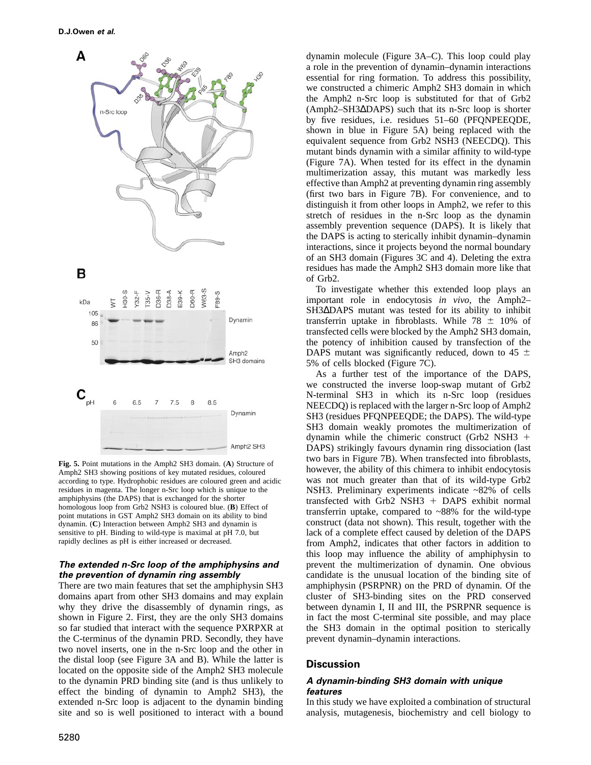A

D60 D36 W63 E39 F89 H30 D38 F85

n-Src loop

B

kDa

WT H30-S Y32-F T35-V D36-R D38-A E39-K D60-R W63-S F89-S

105

86

50

Dynamin

Amph2 SH3 domains

C

pH 6 6.5 7 7.5 8 8.5

Dynamin

Amph2 SH3

**Fig. 5.** Point mutations in the Amph2 SH3 domain. (**A**) Structure of Amph2 SH3 showing positions of key mutated residues, coloured according to type. Hydrophobic residues are coloured green and acidic residues in magenta. The longer n-Src loop which is unique to the amphiphysins (the DAPS) that is exchanged for the shorter homologous loop from Grb2 NSH3 is coloured blue. (**B**) Effect of point mutations in GST Amph2 SH3 domain on its ability to bind dynamin. (**C**) Interaction between Amph2 SH3 and dynamin is sensitive to pH. Binding to wild-type is maximal at pH 7.0, but rapidly declines as pH is either increased or decreased.

### *The extended n-Src loop of the amphiphysins and the prevention of dynamin ring assembly*

There are two main features that set the amphiphysin SH3 domains apart from other SH3 domains and may explain why they drive the disassembly of dynamin rings, as shown in Figure 2. First, they are the only SH3 domains so far studied that interact with the sequence PXRPXR at the C-terminus of the dynamin PRD. Secondly, they have two novel inserts, one in the n-Src loop and the other in the distal loop (see Figure 3A and B). While the latter is located on the opposite side of the Amph2 SH3 molecule to the dynamin PRD binding site (and is thus unlikely to effect the binding of dynamin to Amph2 SH3), the extended n-Src loop is adjacent to the dynamin binding site and so is well positioned to interact with a bound dynamin molecule (Figure 3A–C). This loop could play a role in the prevention of dynamin–dynamin interactions essential for ring formation. To address this possibility, we constructed a chimeric Amph2 SH3 domain in which the Amph2 n-Src loop is substituted for that of Grb2 (Amph2–SH3ΔDAPS) such that its n-Src loop is shorter by five residues, i.e. residues 51–60 (PFQNPEEQDE, shown in blue in Figure 5A) being replaced with the equivalent sequence from Grb2 NSH3 (NEECDQ). This mutant binds dynamin with a similar affinity to wild-type (Figure 7A). When tested for its effect in the dynamin multimerization assay, this mutant was markedly less effective than Amph2 at preventing dynamin ring assembly (first two bars in Figure 7B). For convenience, and to distinguish it from other loops in Amph2, we refer to this stretch of residues in the n-Src loop as the dynamin assembly prevention sequence (DAPS). It is likely that the DAPS is acting to sterically inhibit dynamin–dynamin interactions, since it projects beyond the normal boundary of an SH3 domain (Figures 3C and 4). Deleting the extra residues has made the Amph2 SH3 domain more like that of Grb2.

To investigate whether this extended loop plays an important role in endocytosis *in vivo*, the Amph2–SH3ΔDAPS mutant was tested for its ability to inhibit transferrin uptake in fibroblasts. While 78 ± 10% of transfected cells were blocked by the Amph2 SH3 domain, the potency of inhibition caused by transfection of the DAPS mutant was significantly reduced, down to 45 ± 5% of cells blocked (Figure 7C).

As a further test of the importance of the DAPS, we constructed the inverse loop-swap mutant of Grb2 N-terminal SH3 in which its n-Src loop (residues NEECDQ) is replaced with the larger n-Src loop of Amph2 SH3 (residues PFQNPEEQDE; the DAPS). The wild-type SH3 domain weakly promotes the multimerization of dynamin while the chimeric construct (Grb2 NSH3 + DAPS) strikingly favours dynamin ring dissociation (last two bars in Figure 7B). When transfected into fibroblasts, however, the ability of this chimera to inhibit endocytosis was not much greater than that of its wild-type Grb2 NSH3. Preliminary experiments indicate ~82% of cells transfected with Grb2 NSH3 + DAPS exhibit normal transferrin uptake, compared to ~88% for the wild-type construct (data not shown). This result, together with the lack of a complete effect caused by deletion of the DAPS from Amph2, indicates that other factors in addition to this loop may influence the ability of amphiphysin to prevent the multimerization of dynamin. One obvious candidate is the unusual location of the binding site of amphiphysin (PSRPNR) on the PRD of dynamin. Of the cluster of SH3-binding sites on the PRD conserved between dynamin I, II and III, the PSRPNR sequence is in fact the most C-terminal site possible, and may place the SH3 domain in the optimal position to sterically prevent dynamin–dynamin interactions.

## Discussion

### *A dynamin-binding SH3 domain with unique features*

In this study we have exploited a combination of structural analysis, mutagenesis, biochemistry and cell biology to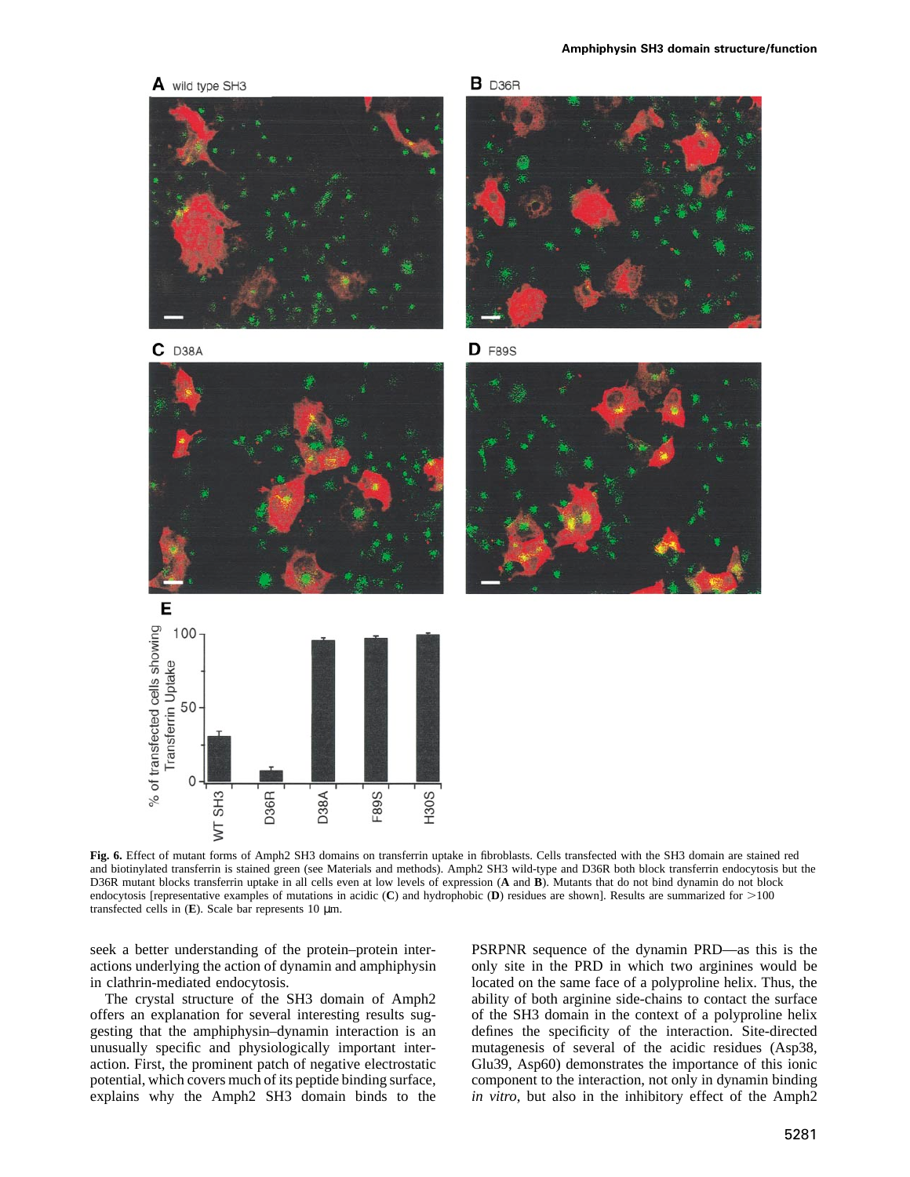A wild type SH3

B D36R

C D38A

D F89S

E

% of transfected cells showing Transferrin Uptake

100

50

0

WT SH3

D36R

D38A

F89S

H30S

**Fig. 6.** Effect of mutant forms of Amph2 SH3 domains on transferrin uptake in fibroblasts. Cells transfected with the SH3 domain are stained red and biotinylated transferrin is stained green (see Materials and methods). Amph2 SH3 wild-type and D36R both block transferrin endocytosis but the D36R mutant blocks transferrin uptake in all cells even at low levels of expression (**A** and **B**). Mutants that do not bind dynamin do not block endocytosis [representative examples of mutations in acidic (**C**) and hydrophobic (**D**) residues are shown]. Results are summarized for >100 transfected cells in (**E**). Scale bar represents 10 μm.

seek a better understanding of the protein–protein interactions underlying the action of dynamin and amphiphysin in clathrin-mediated endocytosis.

The crystal structure of the SH3 domain of Amph2 offers an explanation for several interesting results suggesting that the amphiphysin–dynamin interaction is an unusually specific and physiologically important interaction. First, the prominent patch of negative electrostatic potential, which covers much of its peptide binding surface, explains why the Amph2 SH3 domain binds to the PSRPNR sequence of the dynamin PRD—as this is the only site in the PRD in which two arginines would be located on the same face of a polyproline helix. Thus, the ability of both arginine side-chains to contact the surface of the SH3 domain in the context of a polyproline helix defines the specificity of the interaction. Site-directed mutagenesis of several of the acidic residues (Asp38, Glu39, Asp60) demonstrates the importance of this ionic component to the interaction, not only in dynamin binding *in vitro*, but also in the inhibitory effect of the Amph2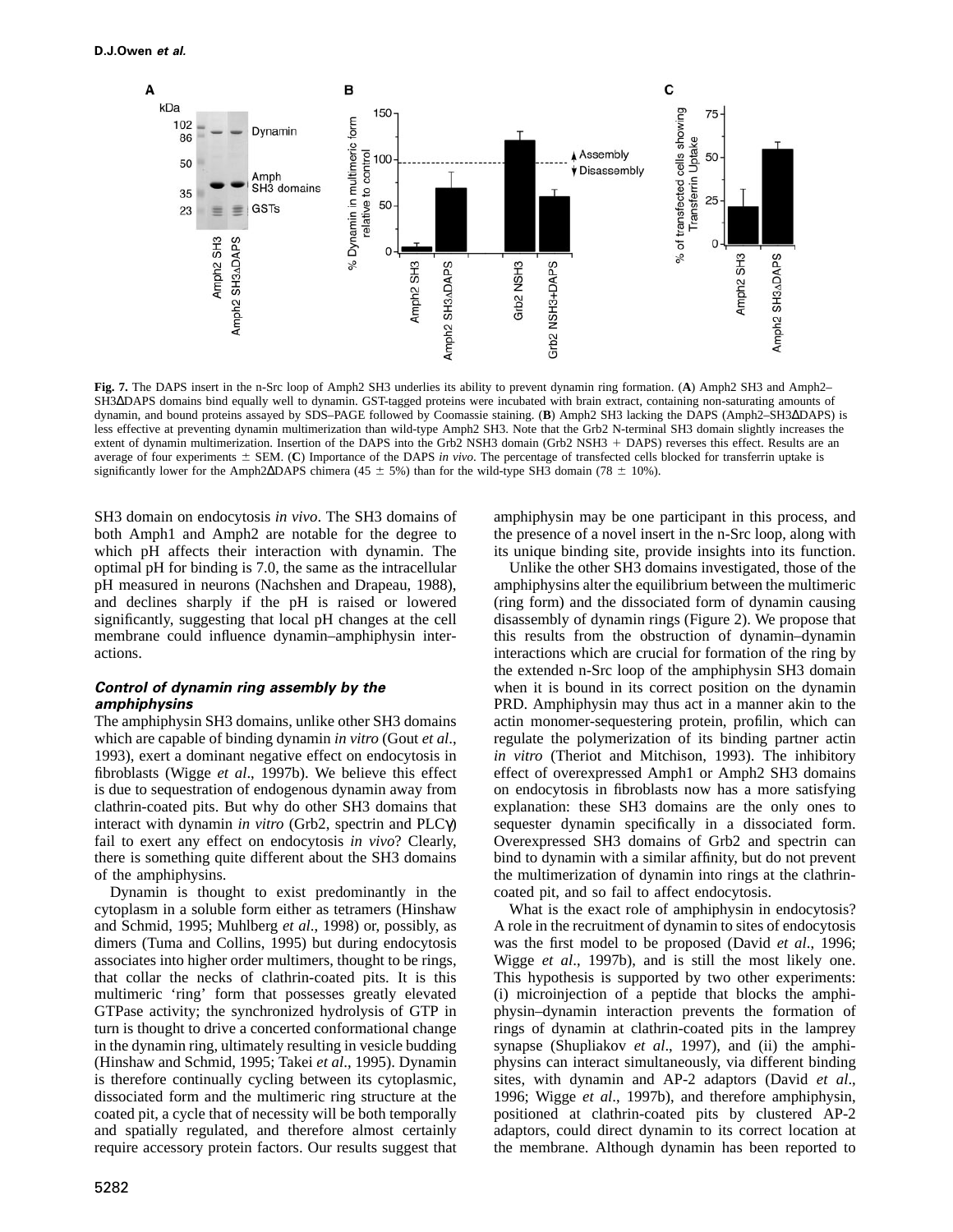A

kDa

102

86

50

35

23

Dynamin

Amph SH3 domains

GSTs

Amph2 SH3

Amph2 SH3ΔDAPS

B

150

100

50

0

% Dynamin in multimeric form relative to control

Assembly

Disassembly

Amph2 SH3

Amph2 SH3ΔDAPS

Grb2 NSH3

Grb2 NSH3+DAPS

C

75

50

25

0

% of transfected cells showing Transferrin Uptake

Amph2 SH3

Amph2 SH3ΔDAPS

**Fig. 7.** The DAPS insert in the n-Src loop of Amph2 SH3 underlies its ability to prevent dynamin ring formation. (**A**) Amph2 SH3 and Amph2–SH3ΔDAPS domains bind equally well to dynamin. GST-tagged proteins were incubated with brain extract, containing non-saturating amounts of dynamin, and bound proteins assayed by SDS–PAGE followed by Coomassie staining. (**B**) Amph2 SH3 lacking the DAPS (Amph2–SH3ΔDAPS) is less effective at preventing dynamin multimerization than wild-type Amph2 SH3. Note that the Grb2 N-terminal SH3 domain slightly increases the extent of dynamin multimerization. Insertion of the DAPS into the Grb2 NSH3 domain (Grb2 NSH3 + DAPS) reverses this effect. Results are an average of four experiments ± SEM. (**C**) Importance of the DAPS *in vivo*. The percentage of transfected cells blocked for transferrin uptake is significantly lower for the Amph2ΔDAPS chimera (45 ± 5%) than for the wild-type SH3 domain (78 ± 10%).

SH3 domain on endocytosis *in vivo*. The SH3 domains of both Amph1 and Amph2 are notable for the degree to which pH affects their interaction with dynamin. The optimal pH for binding is 7.0, the same as the intracellular pH measured in neurons (Nachshen and Drapeau, 1988), and declines sharply if the pH is raised or lowered significantly, suggesting that local pH changes at the cell membrane could influence dynamin–amphiphysin interactions.

### *Control of dynamin ring assembly by the amphiphysins*

The amphiphysin SH3 domains, unlike other SH3 domains which are capable of binding dynamin *in vitro* (Gout *et al*., 1993), exert a dominant negative effect on endocytosis in fibroblasts (Wigge *et al*., 1997b). We believe this effect is due to sequestration of endogenous dynamin away from clathrin-coated pits. But why do other SH3 domains that interact with dynamin *in vitro* (Grb2, spectrin and PLCγ) fail to exert any effect on endocytosis *in vivo*? Clearly, there is something quite different about the SH3 domains of the amphiphysins.

Dynamin is thought to exist predominantly in the cytoplasm in a soluble form either as tetramers (Hinshaw and Schmid, 1995; Muhlberg *et al*., 1998) or, possibly, as dimers (Tuma and Collins, 1995) but during endocytosis associates into higher order multimers, thought to be rings, that collar the necks of clathrin-coated pits. It is this multimeric 'ring' form that possesses greatly elevated GTPase activity; the synchronized hydrolysis of GTP in turn is thought to drive a concerted conformational change in the dynamin ring, ultimately resulting in vesicle budding (Hinshaw and Schmid, 1995; Takei *et al*., 1995). Dynamin is therefore continually cycling between its cytoplasmic, dissociated form and the multimeric ring structure at the coated pit, a cycle that of necessity will be both temporally and spatially regulated, and therefore almost certainly require accessory protein factors. Our results suggest that amphiphysin may be one participant in this process, and the presence of a novel insert in the n-Src loop, along with its unique binding site, provide insights into its function.

Unlike the other SH3 domains investigated, those of the amphiphysins alter the equilibrium between the multimeric (ring form) and the dissociated form of dynamin causing disassembly of dynamin rings (Figure 2). We propose that this results from the obstruction of dynamin–dynamin interactions which are crucial for formation of the ring by the extended n-Src loop of the amphiphysin SH3 domain when it is bound in its correct position on the dynamin PRD. Amphiphysin may thus act in a manner akin to the actin monomer-sequestering protein, profilin, which can regulate the polymerization of its binding partner actin *in vitro* (Theriot and Mitchison, 1993). The inhibitory effect of overexpressed Amph1 or Amph2 SH3 domains on endocytosis in fibroblasts now has a more satisfying explanation: these SH3 domains are the only ones to sequester dynamin specifically in a dissociated form. Overexpressed SH3 domains of Grb2 and spectrin can bind to dynamin with a similar affinity, but do not prevent the multimerization of dynamin into rings at the clathrin-coated pit, and so fail to affect endocytosis.

What is the exact role of amphiphysin in endocytosis? A role in the recruitment of dynamin to sites of endocytosis was the first model to be proposed (David *et al*., 1996; Wigge *et al*., 1997b), and is still the most likely one. This hypothesis is supported by two other experiments: (i) microinjection of a peptide that blocks the amphiphysin–dynamin interaction prevents the formation of rings of dynamin at clathrin-coated pits in the lamprey synapse (Shupliakov *et al*., 1997), and (ii) the amphiphysins can interact simultaneously, via different binding sites, with dynamin and AP-2 adaptors (David *et al*., 1996; Wigge *et al*., 1997b), and therefore amphiphysin, positioned at clathrin-coated pits by clustered AP-2 adaptors, could direct dynamin to its correct location at the membrane. Although dynamin has been reported to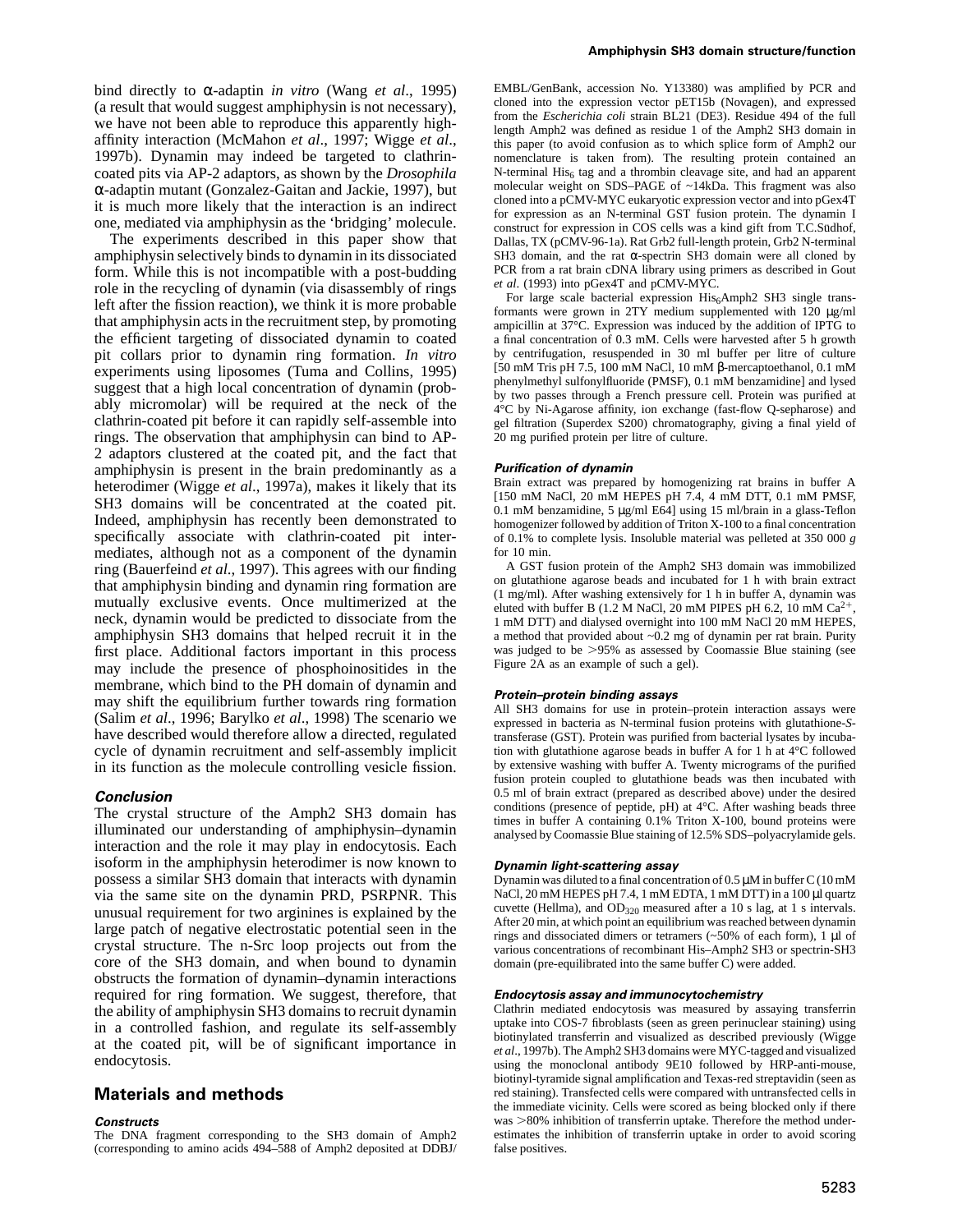bind directly to α-adaptin *in vitro* (Wang *et al*., 1995) (a result that would suggest amphiphysin is not necessary), we have not been able to reproduce this apparently high-affinity interaction (McMahon *et al*., 1997; Wigge *et al*., 1997b). Dynamin may indeed be targeted to clathrin-coated pits via AP-2 adaptors, as shown by the *Drosophila* α-adaptin mutant (Gonzalez-Gaitan and Jackie, 1997), but it is much more likely that the interaction is an indirect one, mediated via amphiphysin as the 'bridging' molecule.

The experiments described in this paper show that amphiphysin selectively binds to dynamin in its dissociated form. While this is not incompatible with a post-budding role in the recycling of dynamin (via disassembly of rings left after the fission reaction), we think it is more probable that amphiphysin acts in the recruitment step, by promoting the efficient targeting of dissociated dynamin to coated pit collars prior to dynamin ring formation. *In vitro* experiments using liposomes (Tuma and Collins, 1995) suggest that a high local concentration of dynamin (probably micromolar) will be required at the neck of the clathrin-coated pit before it can rapidly self-assemble into rings. The observation that amphiphysin can bind to AP-2 adaptors clustered at the coated pit, and the fact that amphiphysin is present in the brain predominantly as a heterodimer (Wigge *et al*., 1997a), makes it likely that its SH3 domains will be concentrated at the coated pit. Indeed, amphiphysin has recently been demonstrated to specifically associate with clathrin-coated pit intermediates, although not as a component of the dynamin ring (Bauerfeind *et al*., 1997). This agrees with our finding that amphiphysin binding and dynamin ring formation are mutually exclusive events. Once multimerized at the neck, dynamin would be predicted to dissociate from the amphiphysin SH3 domains that helped recruit it in the first place. Additional factors important in this process may include the presence of phosphoinositides in the membrane, which bind to the PH domain of dynamin and may shift the equilibrium further towards ring formation (Salim *et al*., 1996; Barylko *et al*., 1998) The scenario we have described would therefore allow a directed, regulated cycle of dynamin recruitment and self-assembly implicit in its function as the molecule controlling vesicle fission.

### Conclusion

The crystal structure of the Amph2 SH3 domain has illuminated our understanding of amphiphysin–dynamin interaction and the role it may play in endocytosis. Each isoform in the amphiphysin heterodimer is now known to possess a similar SH3 domain that interacts with dynamin via the same site on the dynamin PRD, PSRPNR. This unusual requirement for two arginines is explained by the large patch of negative electrostatic potential seen in the crystal structure. The n-Src loop projects out from the core of the SH3 domain, and when bound to dynamin obstructs the formation of dynamin–dynamin interactions required for ring formation. We suggest, therefore, that the ability of amphiphysin SH3 domains to recruit dynamin in a controlled fashion, and regulate its self-assembly at the coated pit, will be of significant importance in endocytosis.

## Materials and methods

### Constructs

The DNA fragment corresponding to the SH3 domain of Amph2 (corresponding to amino acids 494–588 of Amph2 deposited at DDBJ/EMBL/GenBank, accession No. Y13380) was amplified by PCR and cloned into the expression vector pET15b (Novagen), and expressed from the *Escherichia coli* strain BL21 (DE3). Residue 494 of the full length Amph2 was defined as residue 1 of the Amph2 SH3 domain in this paper (to avoid confusion as to which splice form of Amph2 our nomenclature is taken from). The resulting protein contained an N-terminal $His_6$ tag and a thrombin cleavage site, and had an apparent molecular weight on SDS–PAGE of ~14kDa. This fragment was also cloned into a pCMV-MYC eukaryotic expression vector and into pGex4T for expression as an N-terminal GST fusion protein. The dynamin I construct for expression in COS cells was a kind gift from T.C.Südhof, Dallas, TX (pCMV-96-1a). Rat Grb2 full-length protein, Grb2 N-terminal SH3 domain, and the rat α-spectrin SH3 domain were all cloned by PCR from a rat brain cDNA library using primers as described in Gout *et al*. (1993) into pGex4T and pCMV-MYC.

For large scale bacterial expression $His_6$Amph2 SH3 single transformants were grown in 2TY medium supplemented with 120 μg/ml ampicillin at 37°C. Expression was induced by the addition of IPTG to a final concentration of 0.3 mM. Cells were harvested after 5 h growth by centrifugation, resuspended in 30 ml buffer per litre of culture [50 mM Tris pH 7.5, 100 mM NaCl, 10 mM β-mercaptoethanol, 0.1 mM phenylmethyl sulfonylfluoride (PMSF), 0.1 mM benzamidine] and lysed by two passes through a French pressure cell. Protein was purified at 4°C by Ni-Agarose affinity, ion exchange (fast-flow Q-sepharose) and gel filtration (Superdex S200) chromatography, giving a final yield of 20 mg purified protein per litre of culture.

### Purification of dynamin

Brain extract was prepared by homogenizing rat brains in buffer A [150 mM NaCl, 20 mM HEPES pH 7.4, 4 mM DTT, 0.1 mM PMSF, 0.1 mM benzamidine, 5 μg/ml E64] using 15 ml/brain in a glass-Teflon homogenizer followed by addition of Triton X-100 to a final concentration of 0.1% to complete lysis. Insoluble material was pelleted at 350 000 *g* for 10 min.

A GST fusion protein of the Amph2 SH3 domain was immobilized on glutathione agarose beads and incubated for 1 h with brain extract (1 mg/ml). After washing extensively for 1 h in buffer A, dynamin was eluted with buffer B (1.2 M NaCl, 20 mM PIPES pH 6.2, 10 mM $Ca^{2+}$, 1 mM DTT) and dialysed overnight into 100 mM NaCl 20 mM HEPES, a method that provided about ~0.2 mg of dynamin per rat brain. Purity was judged to be >95% as assessed by Coomassie Blue staining (see Figure 2A as an example of such a gel).

### Protein–protein binding assays

All SH3 domains for use in protein–protein interaction assays were expressed in bacteria as N-terminal fusion proteins with glutathione-*S*-transferase (GST). Protein was purified from bacterial lysates by incubation with glutathione agarose beads in buffer A for 1 h at 4°C followed by extensive washing with buffer A. Twenty micrograms of the purified fusion protein coupled to glutathione beads was then incubated with 0.5 ml of brain extract (prepared as described above) under the desired conditions (presence of peptide, pH) at 4°C. After washing beads three times in buffer A containing 0.1% Triton X-100, bound proteins were analysed by Coomassie Blue staining of 12.5% SDS–polyacrylamide gels.

### Dynamin light-scattering assay

Dynamin was diluted to a final concentration of 0.5 μM in buffer C (10 mM NaCl, 20 mM HEPES pH 7.4, 1 mM EDTA, 1 mM DTT) in a 100 μl quartz cuvette (Hellma), and $OD_{320}$ measured after a 10 s lag, at 1 s intervals. After 20 min, at which point an equilibrium was reached between dynamin rings and dissociated dimers or tetramers (~50% of each form), 1 μl of various concentrations of recombinant His–Amph2 SH3 or spectrin-SH3 domain (pre-equilibrated into the same buffer C) were added.

### Endocytosis assay and immunocytochemistry

Clathrin mediated endocytosis was measured by assaying transferrin uptake into COS-7 fibroblasts (seen as green perinuclear staining) using biotinylated transferrin and visualized as described previously (Wigge *et al*., 1997b). The Amph2 SH3 domains were MYC-tagged and visualized using the monoclonal antibody 9E10 followed by HRP-anti-mouse, biotinyl-tyramide signal amplification and Texas-red streptavidin (seen as red staining). Transfected cells were compared with untransfected cells in the immediate vicinity. Cells were scored as being blocked only if there was >80% inhibition of transferrin uptake. Therefore the method underestimates the inhibition of transferrin uptake in order to avoid scoring false positives.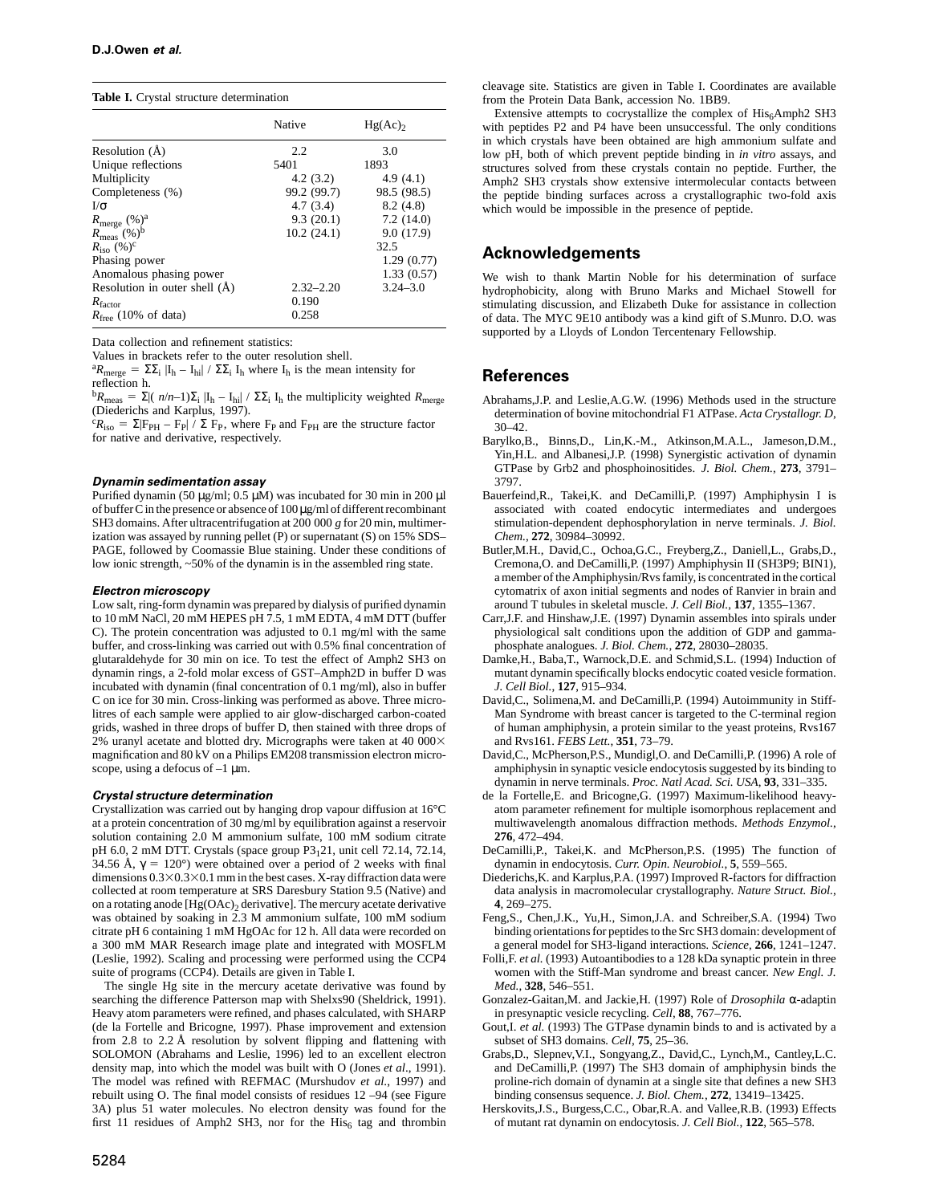**Table I.** Crystal structure determination

| | Native | $Hg(Ac)_2$ |
|---|---|---|
| Resolution (Å) | 2.2 | 3.0 |
| Unique reflections | 5401 | 1893 |
| Multiplicity | 4.2 (3.2) | 4.9 (4.1) |
| Completeness (%) | 99.2 (99.7) | 98.5 (98.5) |
| I/σ | 4.7 (3.4) | 8.2 (4.8) |
| $R_{merge}$ (%)[a] | 9.3 (20.1) | 7.2 (14.0) |
| $R_{meas}$ (%)[b] | 10.2 (24.1) | 9.0 (17.9) |
| $R_{iso}$ (%)[c] | | 32.5 |
| Phasing power | | 1.29 (0.77) |
| Anomalous phasing power | | 1.33 (0.57) |
| Resolution in outer shell (Å) | 2.32–2.20 | 3.24–3.0 |
| $R_{factor}$ | 0.190 | |
| $R_{free}$ (10% of data) | 0.258 | |

Data collection and refinement statistics:

Values in brackets refer to the outer resolution shell.

[a]$R_{merge} = \Sigma\Sigma_i |I_h - I_{hi}| / \Sigma\Sigma_i I_h$ where $I_h$ is the mean intensity for reflection h.

[b]$R_{meas} = \Sigma|(n/n{-}1)\Sigma_i |I_h - I_{hi}| / \Sigma\Sigma_i I_h$ the multiplicity weighted $R_{merge}$ (Diederichs and Karplus, 1997).

[c]$R_{iso} = \Sigma|F_{PH} - F_P| / \Sigma F_P$, where $F_P$ and $F_{PH}$ are the structure factor for native and derivative, respectively.

#### Dynamin sedimentation assay

Purified dynamin (50 μg/ml; 0.5 μM) was incubated for 30 min in 200 μl of buffer C in the presence or absence of 100 μg/ml of different recombinant SH3 domains. After ultracentrifugation at 200 000 *g* for 20 min, multimerization was assayed by running pellet (P) or supernatant (S) on 15% SDS–PAGE, followed by Coomassie Blue staining. Under these conditions of low ionic strength, ~50% of the dynamin is in the assembled ring state.

#### Electron microscopy

Low salt, ring-form dynamin was prepared by dialysis of purified dynamin to 10 mM NaCl, 20 mM HEPES pH 7.5, 1 mM EDTA, 4 mM DTT (buffer C). The protein concentration was adjusted to 0.1 mg/ml with the same buffer, and cross-linking was carried out with 0.5% final concentration of glutaraldehyde for 30 min on ice. To test the effect of Amph2 SH3 on dynamin rings, a 2-fold molar excess of GST–Amph2D in buffer D was incubated with dynamin (final concentration of 0.1 mg/ml), also in buffer C on ice for 30 min. Cross-linking was performed as above. Three microlitres of each sample were applied to air glow-discharged carbon-coated grids, washed in three drops of buffer D, then stained with three drops of 2% uranyl acetate and blotted dry. Micrographs were taken at 40 000× magnification and 80 kV on a Philips EM208 transmission electron microscope, using a defocus of –1 μm.

#### Crystal structure determination

Crystallization was carried out by hanging drop vapour diffusion at 16°C at a protein concentration of 30 mg/ml by equilibration against a reservoir solution containing 2.0 M ammonium sulfate, 100 mM sodium citrate pH 6.0, 2 mM DTT. Crystals (space group $P3_121$, unit cell 72.14, 72.14, 34.56 Å, $\gamma = 120°$) were obtained over a period of 2 weeks with final dimensions 0.3×0.3×0.1 mm in the best cases. X-ray diffraction data were collected at room temperature at SRS Daresbury Station 9.5 (Native) and on a rotating anode [$Hg(OAc)_2$ derivative]. The mercury acetate derivative was obtained by soaking in 2.3 M ammonium sulfate, 100 mM sodium citrate pH 6 containing 1 mM HgOAc for 12 h. All data were recorded on a 300 mM MAR Research image plate and integrated with MOSFLM (Leslie, 1992). Scaling and processing were performed using the CCP4 suite of programs (CCP4). Details are given in Table I.

The single Hg site in the mercury acetate derivative was found by searching the difference Patterson map with Shelxs90 (Sheldrick, 1991). Heavy atom parameters were refined, and phases calculated, with SHARP (de la Fortelle and Bricogne, 1997). Phase improvement and extension from 2.8 to 2.2 Å resolution by solvent flipping and flattening with SOLOMON (Abrahams and Leslie, 1996) led to an excellent electron density map, into which the model was built with O (Jones *et al*., 1991). The model was refined with REFMAC (Murshudov *et al*., 1997) and rebuilt using O. The final model consists of residues 12 –94 (see Figure 3A) plus 51 water molecules. No electron density was found for the first 11 residues of Amph2 SH3, nor for the $His_6$ tag and thrombin cleavage site. Statistics are given in Table I. Coordinates are available from the Protein Data Bank, accession No. 1BB9.

Extensive attempts to cocrystallize the complex of $His_6$Amph2 SH3 with peptides P2 and P4 have been unsuccessful. The only conditions in which crystals have been obtained are high ammonium sulfate and low pH, both of which prevent peptide binding in *in vitro* assays, and structures solved from these crystals contain no peptide. Further, the Amph2 SH3 crystals show extensive intermolecular contacts between the peptide binding surfaces across a crystallographic two-fold axis which would be impossible in the presence of peptide.

## Acknowledgements

We wish to thank Martin Noble for his determination of surface hydrophobicity, along with Bruno Marks and Michael Stowell for stimulating discussion, and Elizabeth Duke for assistance in collection of data. The MYC 9E10 antibody was a kind gift of S.Munro. D.O. was supported by a Lloyds of London Tercentenary Fellowship.

## References

Abrahams,J.P. and Leslie,A.G.W. (1996) Methods used in the structure determination of bovine mitochondrial F1 ATPase. *Acta Crystallogr. D*, 30–42.

Barylko,B., Binns,D., Lin,K.-M., Atkinson,M.A.L., Jameson,D.M., Yin,H.L. and Albanesi,J.P. (1998) Synergistic activation of dynamin GTPase by Grb2 and phosphoinositides. *J. Biol. Chem.*, **273**, 3791–3797.

Bauerfeind,R., Takei,K. and DeCamilli,P. (1997) Amphiphysin I is associated with coated endocytic intermediates and undergoes stimulation-dependent dephosphorylation in nerve terminals. *J. Biol. Chem.*, **272**, 30984–30992.

Butler,M.H., David,C., Ochoa,G.C., Freyberg,Z., Daniell,L., Grabs,D., Cremona,O. and DeCamilli,P. (1997) Amphiphysin II (SH3P9; BIN1), a member of the Amphiphysin/Rvs family, is concentrated in the cortical cytomatrix of axon initial segments and nodes of Ranvier in brain and around T tubules in skeletal muscle. *J. Cell Biol.*, **137**, 1355–1367.

Carr,J.F. and Hinshaw,J.E. (1997) Dynamin assembles into spirals under physiological salt conditions upon the addition of GDP and gamma-phosphate analogues. *J. Biol. Chem.*, **272**, 28030–28035.

Damke,H., Baba,T., Warnock,D.E. and Schmid,S.L. (1994) Induction of mutant dynamin specifically blocks endocytic coated vesicle formation. *J. Cell Biol.*, **127**, 915–934.

David,C., Solimena,M. and DeCamilli,P. (1994) Autoimmunity in Stiff-Man Syndrome with breast cancer is targeted to the C-terminal region of human amphiphysin, a protein similar to the yeast proteins, Rvs167 and Rvs161. *FEBS Lett.*, **351**, 73–79.

David,C., McPherson,P.S., Mundigl,O. and DeCamilli,P. (1996) A role of amphiphysin in synaptic vesicle endocytosis suggested by its binding to dynamin in nerve terminals. *Proc. Natl Acad. Sci. USA*, **93**, 331–335.

de la Fortelle,E. and Bricogne,G. (1997) Maximum-likelihood heavy-atom parameter refinement for multiple isomorphous replacement and multiwavelength anomalous diffraction methods. *Methods Enzymol.*, **276**, 472–494.

DeCamilli,P., Takei,K. and McPherson,P.S. (1995) The function of dynamin in endocytosis. *Curr. Opin. Neurobiol.*, **5**, 559–565.

Diederichs,K. and Karplus,P.A. (1997) Improved R-factors for diffraction data analysis in macromolecular crystallography. *Nature Struct. Biol.*, **4**, 269–275.

Feng,S., Chen,J.K., Yu,H., Simon,J.A. and Schreiber,S.A. (1994) Two binding orientations for peptides to the Src SH3 domain: development of a general model for SH3-ligand interactions. *Science*, **266**, 1241–1247.

Folli,F. *et al.* (1993) Autoantibodies to a 128 kDa synaptic protein in three women with the Stiff-Man syndrome and breast cancer. *New Engl. J. Med.*, **328**, 546–551.

Gonzalez-Gaitan,M. and Jackie,H. (1997) Role of *Drosophila* α-adaptin in presynaptic vesicle recycling. *Cell*, **88**, 767–776.

Gout,I. *et al.* (1993) The GTPase dynamin binds to and is activated by a subset of SH3 domains. *Cell*, **75**, 25–36.

Grabs,D., Slepnev,V.I., Songyang,Z., David,C., Lynch,M., Cantley,L.C. and DeCamilli,P. (1997) The SH3 domain of amphiphysin binds the proline-rich domain of dynamin at a single site that defines a new SH3 binding consensus sequence. *J. Biol. Chem.*, **272**, 13419–13425.

Herskovits,J.S., Burgess,C.C., Obar,R.A. and Vallee,R.B. (1993) Effects of mutant rat dynamin on endocytosis. *J. Cell Biol.*, **122**, 565–578.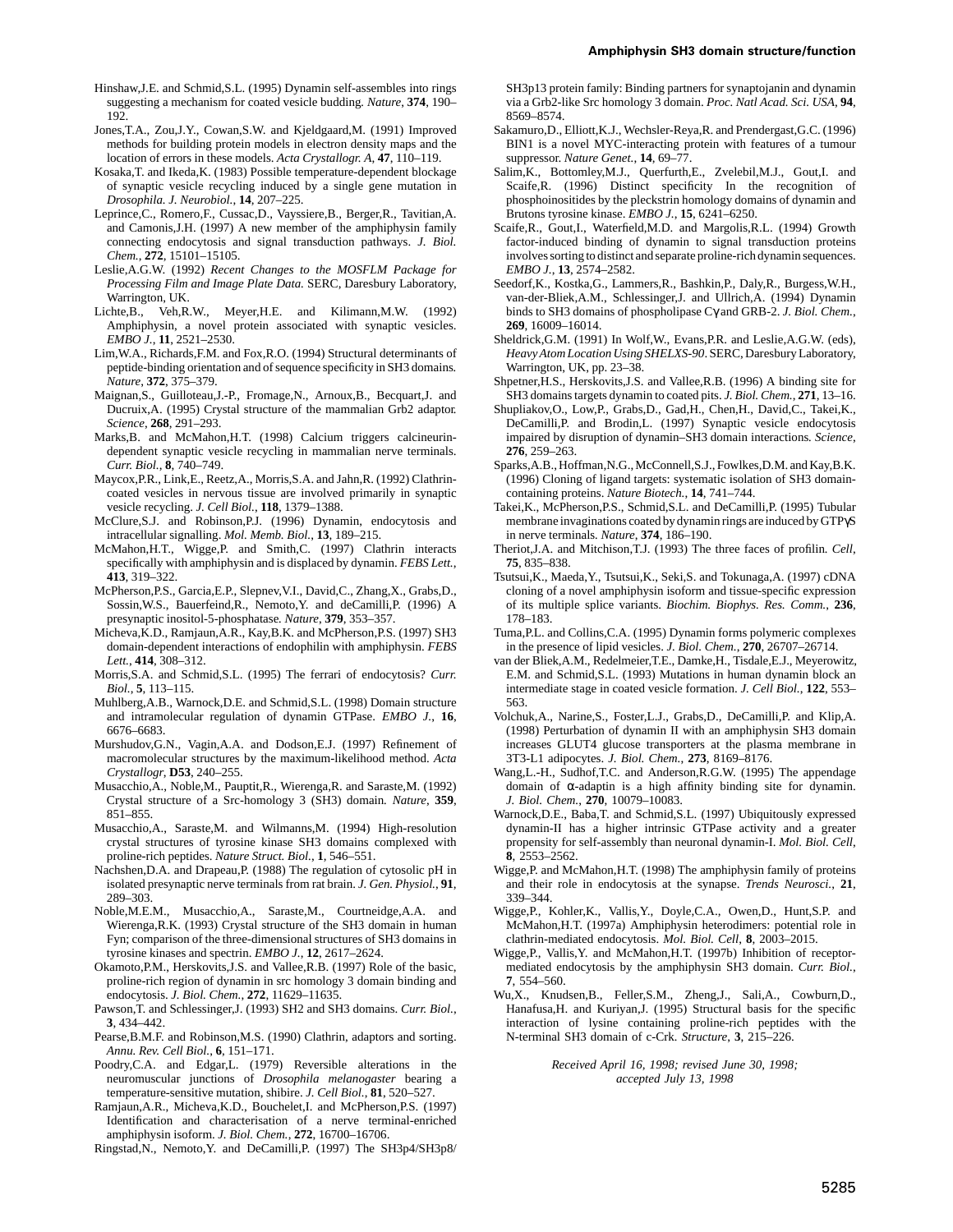Hinshaw,J.E. and Schmid,S.L. (1995) Dynamin self-assembles into rings suggesting a mechanism for coated vesicle budding. *Nature*, **374**, 190–192.

Jones,T.A., Zou,J.Y., Cowan,S.W. and Kjeldgaard,M. (1991) Improved methods for building protein models in electron density maps and the location of errors in these models. *Acta Crystallogr. A*, **47**, 110–119.

Kosaka,T. and Ikeda,K. (1983) Possible temperature-dependent blockage of synaptic vesicle recycling induced by a single gene mutation in *Drosophila. J. Neurobiol.*, **14**, 207–225.

Leprince,C., Romero,F., Cussac,D., Vayssiere,B., Berger,R., Tavitian,A. and Camonis,J.H. (1997) A new member of the amphiphysin family connecting endocytosis and signal transduction pathways. *J. Biol. Chem.*, **272**, 15101–15105.

Leslie,A.G.W. (1992) *Recent Changes to the MOSFLM Package for Processing Film and Image Plate Data.* SERC, Daresbury Laboratory, Warrington, UK.

Lichte,B., Veh,R.W., Meyer,H.E. and Kilimann,M.W. (1992) Amphiphysin, a novel protein associated with synaptic vesicles. *EMBO J.*, **11**, 2521–2530.

Lim,W.A., Richards,F.M. and Fox,R.O. (1994) Structural determinants of peptide-binding orientation and of sequence specificity in SH3 domains. *Nature*, **372**, 375–379.

Maignan,S., Guilloteau,J.-P., Fromage,N., Arnoux,B., Becquart,J. and Ducruix,A. (1995) Crystal structure of the mammalian Grb2 adaptor. *Science*, **268**, 291–293.

Marks,B. and McMahon,H.T. (1998) Calcium triggers calcineurin-dependent synaptic vesicle recycling in mammalian nerve terminals. *Curr. Biol.*, **8**, 740–749.

Maycox,P.R., Link,E., Reetz,A., Morris,S.A. and Jahn,R. (1992) Clathrin-coated vesicles in nervous tissue are involved primarily in synaptic vesicle recycling. *J. Cell Biol.*, **118**, 1379–1388.

McClure,S.J. and Robinson,P.J. (1996) Dynamin, endocytosis and intracellular signalling. *Mol. Memb. Biol.*, **13**, 189–215.

McMahon,H.T., Wigge,P. and Smith,C. (1997) Clathrin interacts specifically with amphiphysin and is displaced by dynamin. *FEBS Lett.*, **413**, 319–322.

McPherson,P.S., Garcia,E.P., Slepnev,V.I., David,C., Zhang,X., Grabs,D., Sossin,W.S., Bauerfeind,R., Nemoto,Y. and deCamilli,P. (1996) A presynaptic inositol-5-phosphatase. *Nature*, **379**, 353–357.

Micheva,K.D., Ramjaun,A.R., Kay,B.K. and McPherson,P.S. (1997) SH3 domain-dependent interactions of endophilin with amphiphysin. *FEBS Lett.*, **414**, 308–312.

Morris,S.A. and Schmid,S.L. (1995) The ferrari of endocytosis? *Curr. Biol.*, **5**, 113–115.

Muhlberg,A.B., Warnock,D.E. and Schmid,S.L. (1998) Domain structure and intramolecular regulation of dynamin GTPase. *EMBO J.*, **16**, 6676–6683.

Murshudov,G.N., Vagin,A.A. and Dodson,E.J. (1997) Refinement of macromolecular structures by the maximum-likelihood method. *Acta Crystallogr*, **D53**, 240–255.

Musacchio,A., Noble,M., Pauptit,R., Wierenga,R. and Saraste,M. (1992) Crystal structure of a Src-homology 3 (SH3) domain. *Nature*, **359**, 851–855.

Musacchio,A., Saraste,M. and Wilmanns,M. (1994) High-resolution crystal structures of tyrosine kinase SH3 domains complexed with proline-rich peptides. *Nature Struct. Biol.*, **1**, 546–551.

Nachshen,D.A. and Drapeau,P. (1988) The regulation of cytosolic pH in isolated presynaptic nerve terminals from rat brain. *J. Gen. Physiol.*, **91**, 289–303.

Noble,M.E.M., Musacchio,A., Saraste,M., Courtneidge,A.A. and Wierenga,R.K. (1993) Crystal structure of the SH3 domain in human Fyn; comparison of the three-dimensional structures of SH3 domains in tyrosine kinases and spectrin. *EMBO J.*, **12**, 2617–2624.

Okamoto,P.M., Herskovits,J.S. and Vallee,R.B. (1997) Role of the basic, proline-rich region of dynamin in src homology 3 domain binding and endocytosis. *J. Biol. Chem.*, **272**, 11629–11635.

Pawson,T. and Schlessinger,J. (1993) SH2 and SH3 domains. *Curr. Biol.*, **3**, 434–442.

Pearse,B.M.F. and Robinson,M.S. (1990) Clathrin, adaptors and sorting. *Annu. Rev. Cell Biol.*, **6**, 151–171.

Poodry,C.A. and Edgar,L. (1979) Reversible alterations in the neuromuscular junctions of *Drosophila melanogaster* bearing a temperature-sensitive mutation, shibire. *J. Cell Biol.*, **81**, 520–527.

Ramjaun,A.R., Micheva,K.D., Bouchelet,I. and McPherson,P.S. (1997) Identification and characterisation of a nerve terminal-enriched amphiphysin isoform. *J. Biol. Chem.*, **272**, 16700–16706.

Ringstad,N., Nemoto,Y. and DeCamilli,P. (1997) The SH3p4/SH3p8/SH3p13 protein family: Binding partners for synaptojanin and dynamin via a Grb2-like Src homology 3 domain. *Proc. Natl Acad. Sci. USA*, **94**, 8569–8574.

Sakamuro,D., Elliott,K.J., Wechsler-Reya,R. and Prendergast,G.C. (1996) BIN1 is a novel MYC-interacting protein with features of a tumour suppressor. *Nature Genet.*, **14**, 69–77.

Salim,K., Bottomley,M.J., Querfurth,E., Zvelebil,M.J., Gout,I. and Scaife,R. (1996) Distinct specificity In the recognition of phosphoinositides by the pleckstrin homology domains of dynamin and Brutons tyrosine kinase. *EMBO J.*, **15**, 6241–6250.

Scaife,R., Gout,I., Waterfield,M.D. and Margolis,R.L. (1994) Growth factor-induced binding of dynamin to signal transduction proteins involves sorting to distinct and separate proline-rich dynamin sequences. *EMBO J.*, **13**, 2574–2582.

Seedorf,K., Kostka,G., Lammers,R., Bashkin,P., Daly,R., Burgess,W.H., van-der-Bliek,A.M., Schlessinger,J. and Ullrich,A. (1994) Dynamin binds to SH3 domains of phospholipase Cγ and GRB-2. *J. Biol. Chem.*, **269**, 16009–16014.

Sheldrick,G.M. (1991) In Wolf,W., Evans,P.R. and Leslie,A.G.W. (eds), *Heavy Atom Location Using SHELXS-90*. SERC, Daresbury Laboratory, Warrington, UK, pp. 23–38.

Shpetner,H.S., Herskovits,J.S. and Vallee,R.B. (1996) A binding site for SH3 domains targets dynamin to coated pits. *J. Biol. Chem.*, **271**, 13–16.

Shupliakov,O., Low,P., Grabs,D., Gad,H., Chen,H., David,C., Takei,K., DeCamilli,P. and Brodin,L. (1997) Synaptic vesicle endocytosis impaired by disruption of dynamin–SH3 domain interactions. *Science*, **276**, 259–263.

Sparks,A.B., Hoffman,N.G., McConnell,S.J., Fowlkes,D.M. and Kay,B.K. (1996) Cloning of ligand targets: systematic isolation of SH3 domain-containing proteins. *Nature Biotech.*, **14**, 741–744.

Takei,K., McPherson,P.S., Schmid,S.L. and DeCamilli,P. (1995) Tubular membrane invaginations coated by dynamin rings are induced by GTPγS in nerve terminals. *Nature*, **374**, 186–190.

Theriot,J.A. and Mitchison,T.J. (1993) The three faces of profilin. *Cell*, **75**, 835–838.

Tsutsui,K., Maeda,Y., Tsutsui,K., Seki,S. and Tokunaga,A. (1997) cDNA cloning of a novel amphiphysin isoform and tissue-specific expression of its multiple splice variants. *Biochim. Biophys. Res. Comm.*, **236**, 178–183.

Tuma,P.L. and Collins,C.A. (1995) Dynamin forms polymeric complexes in the presence of lipid vesicles. *J. Biol. Chem.*, **270**, 26707–26714.

van der Bliek,A.M., Redelmeier,T.E., Damke,H., Tisdale,E.J., Meyerowitz, E.M. and Schmid,S.L. (1993) Mutations in human dynamin block an intermediate stage in coated vesicle formation. *J. Cell Biol.*, **122**, 553–563.

Volchuk,A., Narine,S., Foster,L.J., Grabs,D., DeCamilli,P. and Klip,A. (1998) Perturbation of dynamin II with an amphiphysin SH3 domain increases GLUT4 glucose transporters at the plasma membrane in 3T3-L1 adipocytes. *J. Biol. Chem.*, **273**, 8169–8176.

Wang,L.-H., Sudhof,T.C. and Anderson,R.G.W. (1995) The appendage domain of α-adaptin is a high affinity binding site for dynamin. *J. Biol. Chem.*, **270**, 10079–10083.

Warnock,D.E., Baba,T. and Schmid,S.L. (1997) Ubiquitously expressed dynamin-II has a higher intrinsic GTPase activity and a greater propensity for self-assembly than neuronal dynamin-I. *Mol. Biol. Cell*, **8**, 2553–2562.

Wigge,P. and McMahon,H.T. (1998) The amphiphysin family of proteins and their role in endocytosis at the synapse. *Trends Neurosci.*, **21**, 339–344.

Wigge,P., Kohler,K., Vallis,Y., Doyle,C.A., Owen,D., Hunt,S.P. and McMahon,H.T. (1997a) Amphiphysin heterodimers: potential role in clathrin-mediated endocytosis. *Mol. Biol. Cell*, **8**, 2003–2015.

Wigge,P., Vallis,Y. and McMahon,H.T. (1997b) Inhibition of receptor-mediated endocytosis by the amphiphysin SH3 domain. *Curr. Biol.*, **7**, 554–560.

Wu,X., Knudsen,B., Feller,S.M., Zheng,J., Sali,A., Cowburn,D., Hanafusa,H. and Kuriyan,J. (1995) Structural basis for the specific interaction of lysine containing proline-rich peptides with the N-terminal SH3 domain of c-Crk. *Structure*, **3**, 215–226.

*Received April 16, 1998; revised June 30, 1998; accepted July 13, 1998*